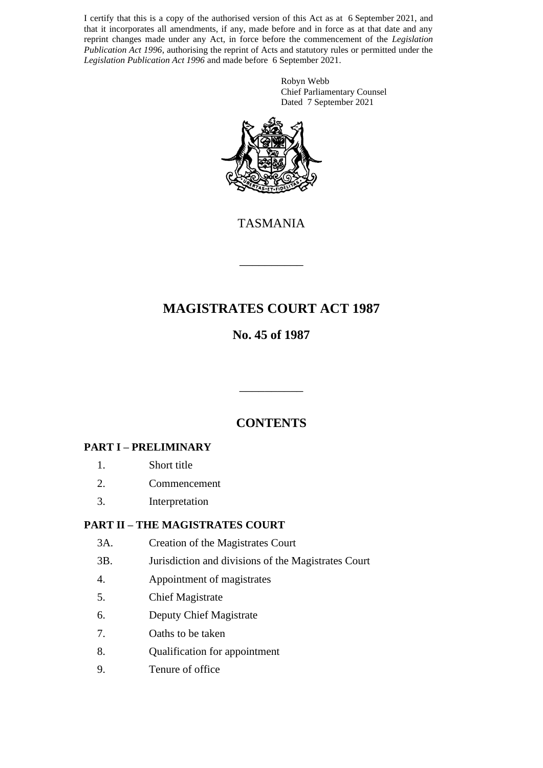I certify that this is a copy of the authorised version of this Act as at 6 September 2021, and that it incorporates all amendments, if any, made before and in force as at that date and any reprint changes made under any Act, in force before the commencement of the *Legislation Publication Act 1996*, authorising the reprint of Acts and statutory rules or permitted under the *Legislation Publication Act 1996* and made before 6 September 2021.

Robyn Webb
Chief Parliamentary Counsel
Dated 7 September 2021

TASMANIA

---

# MAGISTRATES COURT ACT 1987

## No. 45 of 1987

---

## CONTENTS

### PART I – PRELIMINARY

1. Short title
2. Commencement
3. Interpretation

### PART II – THE MAGISTRATES COURT

3A. Creation of the Magistrates Court
3B. Jurisdiction and divisions of the Magistrates Court
4. Appointment of magistrates
5. Chief Magistrate
6. Deputy Chief Magistrate
7. Oaths to be taken
8. Qualification for appointment
9. Tenure of office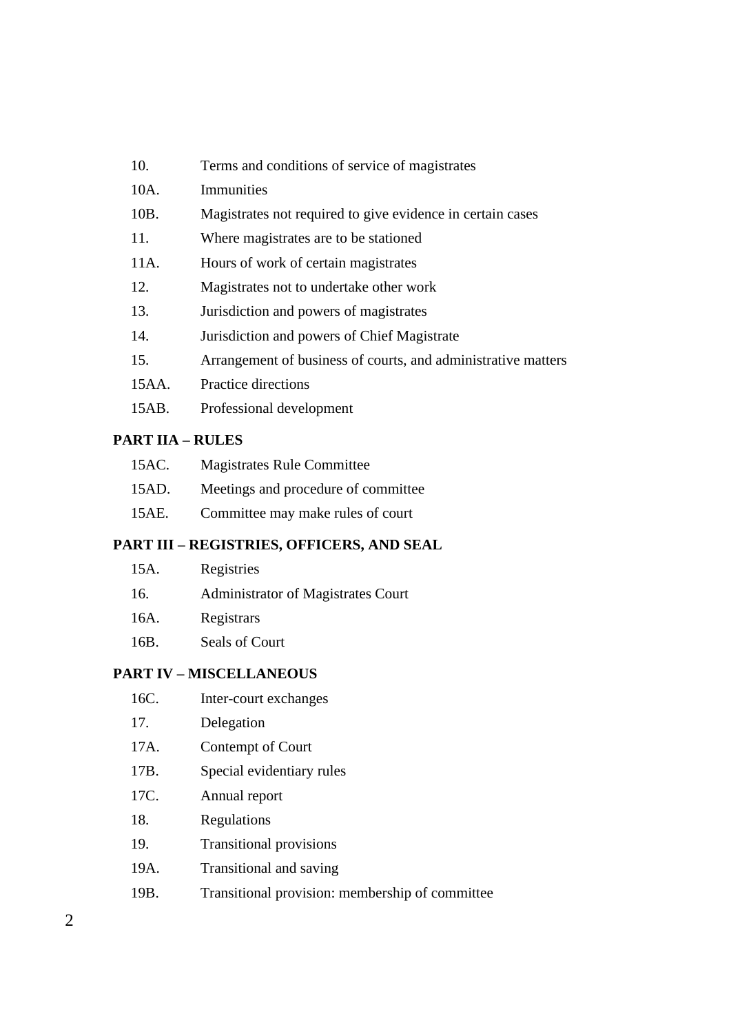| | |
|---|---|
| 10. | Terms and conditions of service of magistrates |
| 10A. | Immunities |
| 10B. | Magistrates not required to give evidence in certain cases |
| 11. | Where magistrates are to be stationed |
| 11A. | Hours of work of certain magistrates |
| 12. | Magistrates not to undertake other work |
| 13. | Jurisdiction and powers of magistrates |
| 14. | Jurisdiction and powers of Chief Magistrate |
| 15. | Arrangement of business of courts, and administrative matters |
| 15AA. | Practice directions |
| 15AB. | Professional development |

**PART IIA – RULES**

| | |
|---|---|
| 15AC. | Magistrates Rule Committee |
| 15AD. | Meetings and procedure of committee |
| 15AE. | Committee may make rules of court |

**PART III – REGISTRIES, OFFICERS, AND SEAL**

| | |
|---|---|
| 15A. | Registries |
| 16. | Administrator of Magistrates Court |
| 16A. | Registrars |
| 16B. | Seals of Court |

**PART IV – MISCELLANEOUS**

| | |
|---|---|
| 16C. | Inter-court exchanges |
| 17. | Delegation |
| 17A. | Contempt of Court |
| 17B. | Special evidentiary rules |
| 17C. | Annual report |
| 18. | Regulations |
| 19. | Transitional provisions |
| 19A. | Transitional and saving |
| 19B. | Transitional provision: membership of committee |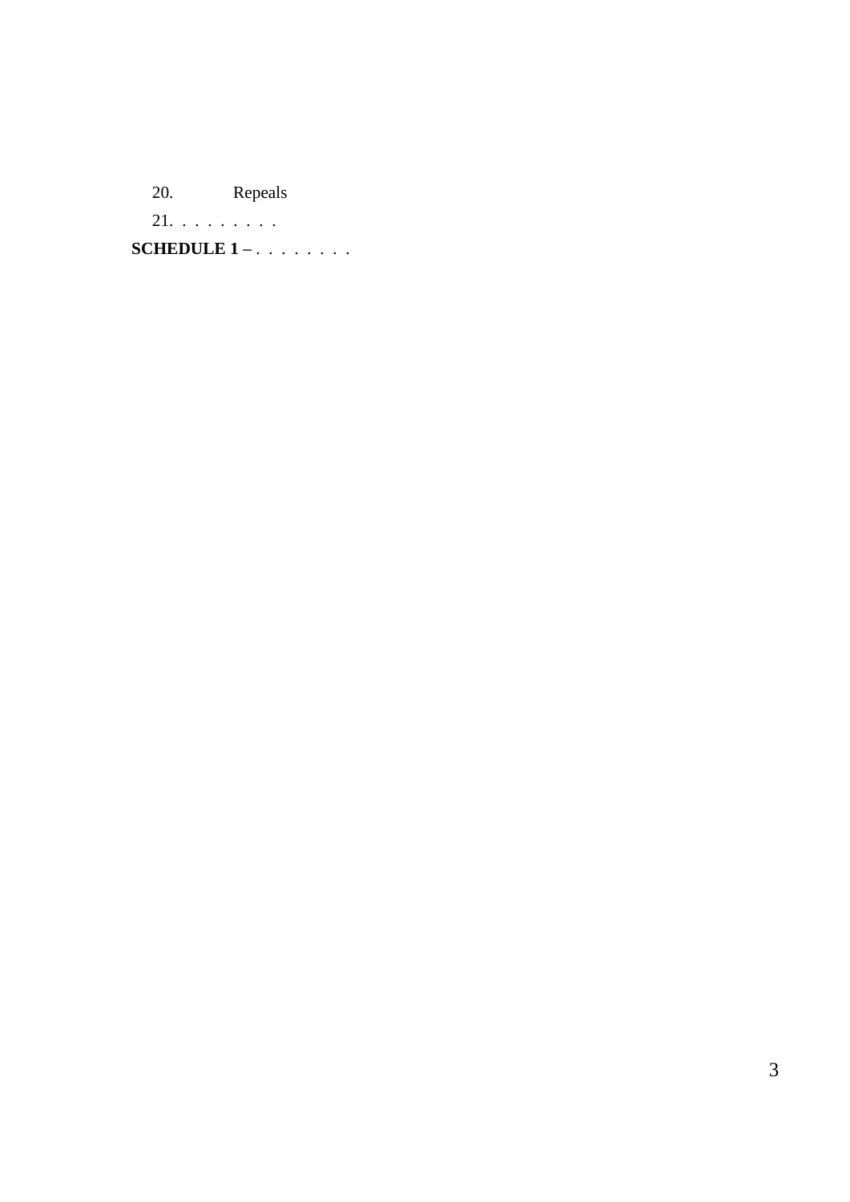20. Repeals

21. . . . . . . . .

**SCHEDULE 1 –** . . . . . . . .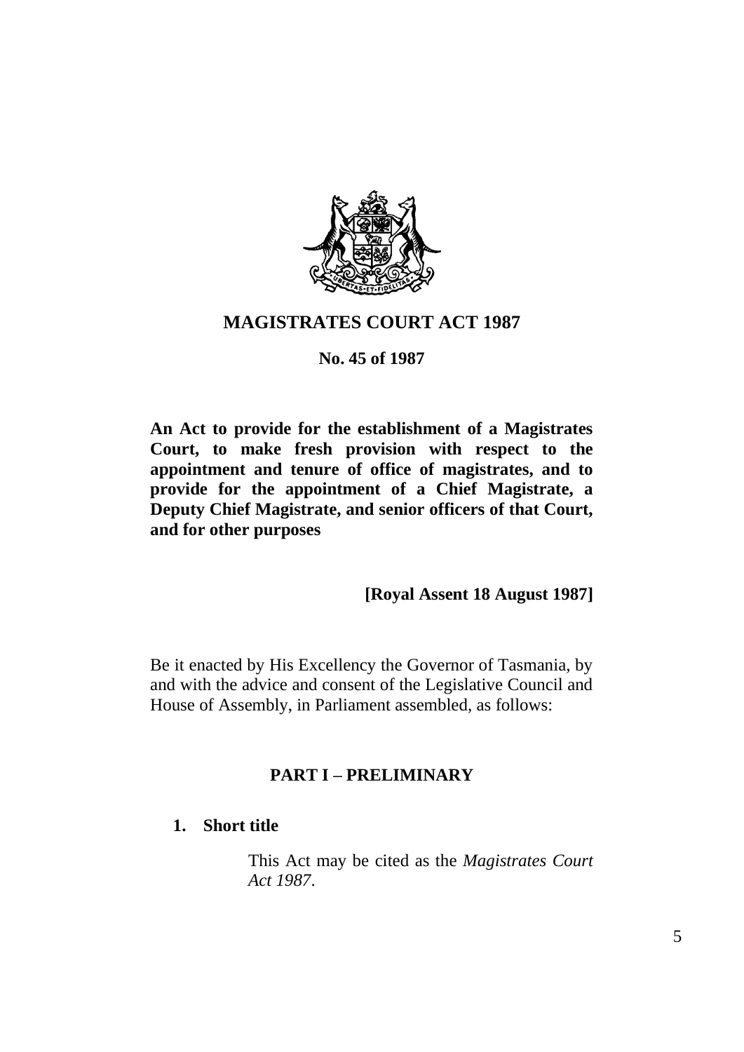# MAGISTRATES COURT ACT 1987

**No. 45 of 1987**

**An Act to provide for the establishment of a Magistrates Court, to make fresh provision with respect to the appointment and tenure of office of magistrates, and to provide for the appointment of a Chief Magistrate, a Deputy Chief Magistrate, and senior officers of that Court, and for other purposes**

**[Royal Assent 18 August 1987]**

Be it enacted by His Excellency the Governor of Tasmania, by and with the advice and consent of the Legislative Council and House of Assembly, in Parliament assembled, as follows:

## PART I – PRELIMINARY

### 1. Short title

This Act may be cited as the *Magistrates Court Act 1987*.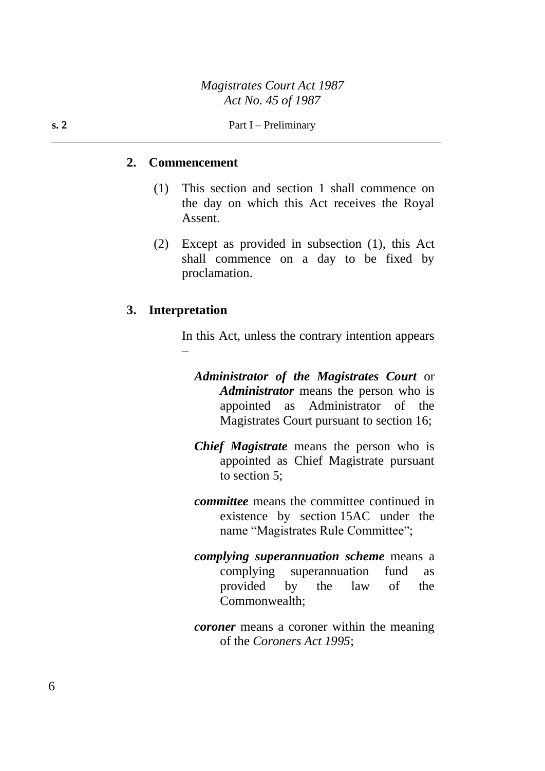## 2. Commencement

(1) This section and section 1 shall commence on the day on which this Act receives the Royal Assent.

(2) Except as provided in subsection (1), this Act shall commence on a day to be fixed by proclamation.

## 3. Interpretation

In this Act, unless the contrary intention appears –

***Administrator of the Magistrates Court*** or ***Administrator*** means the person who is appointed as Administrator of the Magistrates Court pursuant to section 16;

***Chief Magistrate*** means the person who is appointed as Chief Magistrate pursuant to section 5;

***committee*** means the committee continued in existence by section 15AC under the name "Magistrates Rule Committee";

***complying superannuation scheme*** means a complying superannuation fund as provided by the law of the Commonwealth;

***coroner*** means a coroner within the meaning of the *Coroners Act 1995*;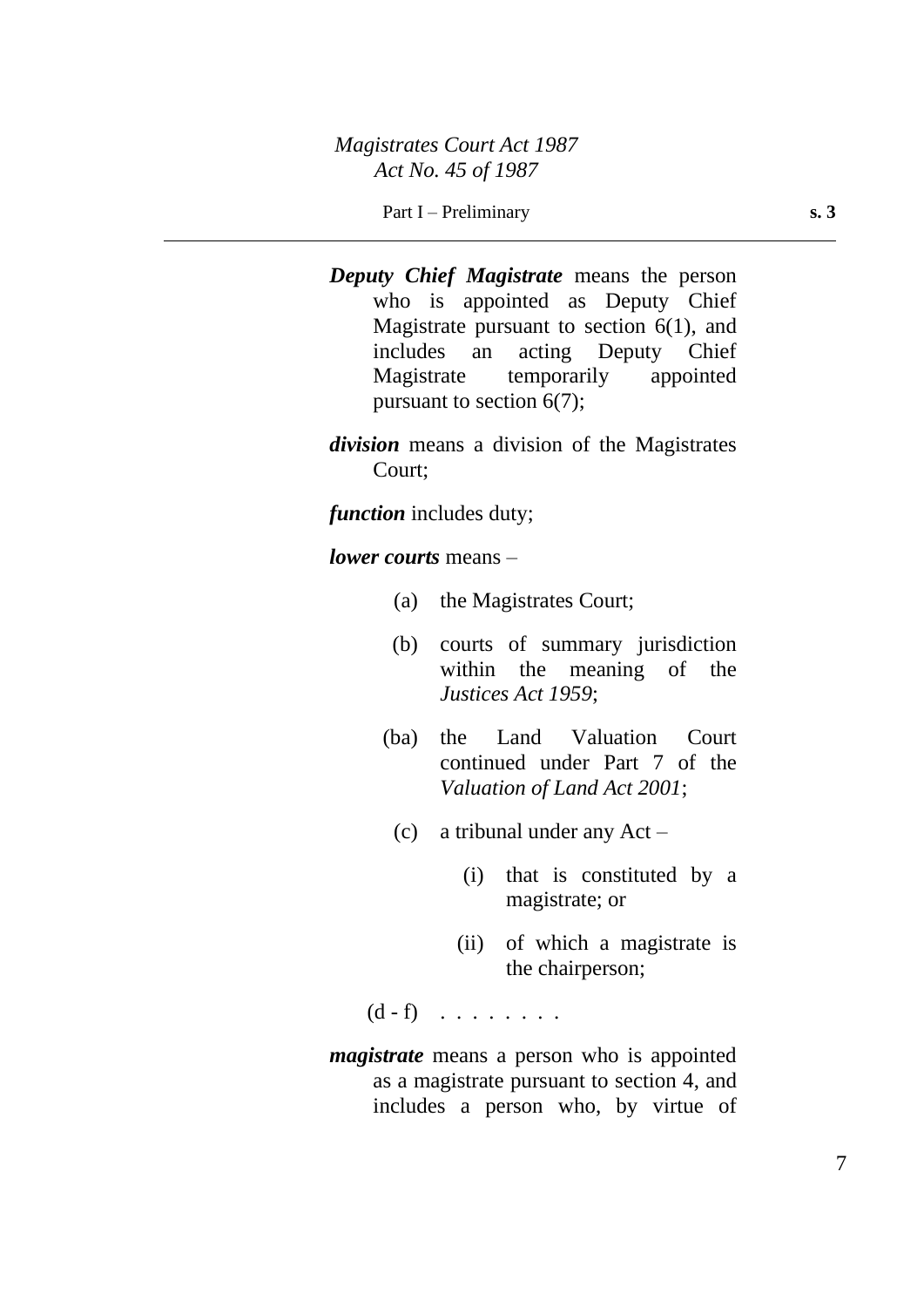***Deputy Chief Magistrate*** means the person who is appointed as Deputy Chief Magistrate pursuant to section 6(1), and includes an acting Deputy Chief Magistrate temporarily appointed pursuant to section 6(7);

***division*** means a division of the Magistrates Court;

***function*** includes duty;

***lower courts*** means –

(a) the Magistrates Court;

(b) courts of summary jurisdiction within the meaning of the *Justices Act 1959*;

(ba) the Land Valuation Court continued under Part 7 of the *Valuation of Land Act 2001*;

(c) a tribunal under any Act –

(i) that is constituted by a magistrate; or

(ii) of which a magistrate is the chairperson;

(d - f) . . . . . . . .

***magistrate*** means a person who is appointed as a magistrate pursuant to section 4, and includes a person who, by virtue of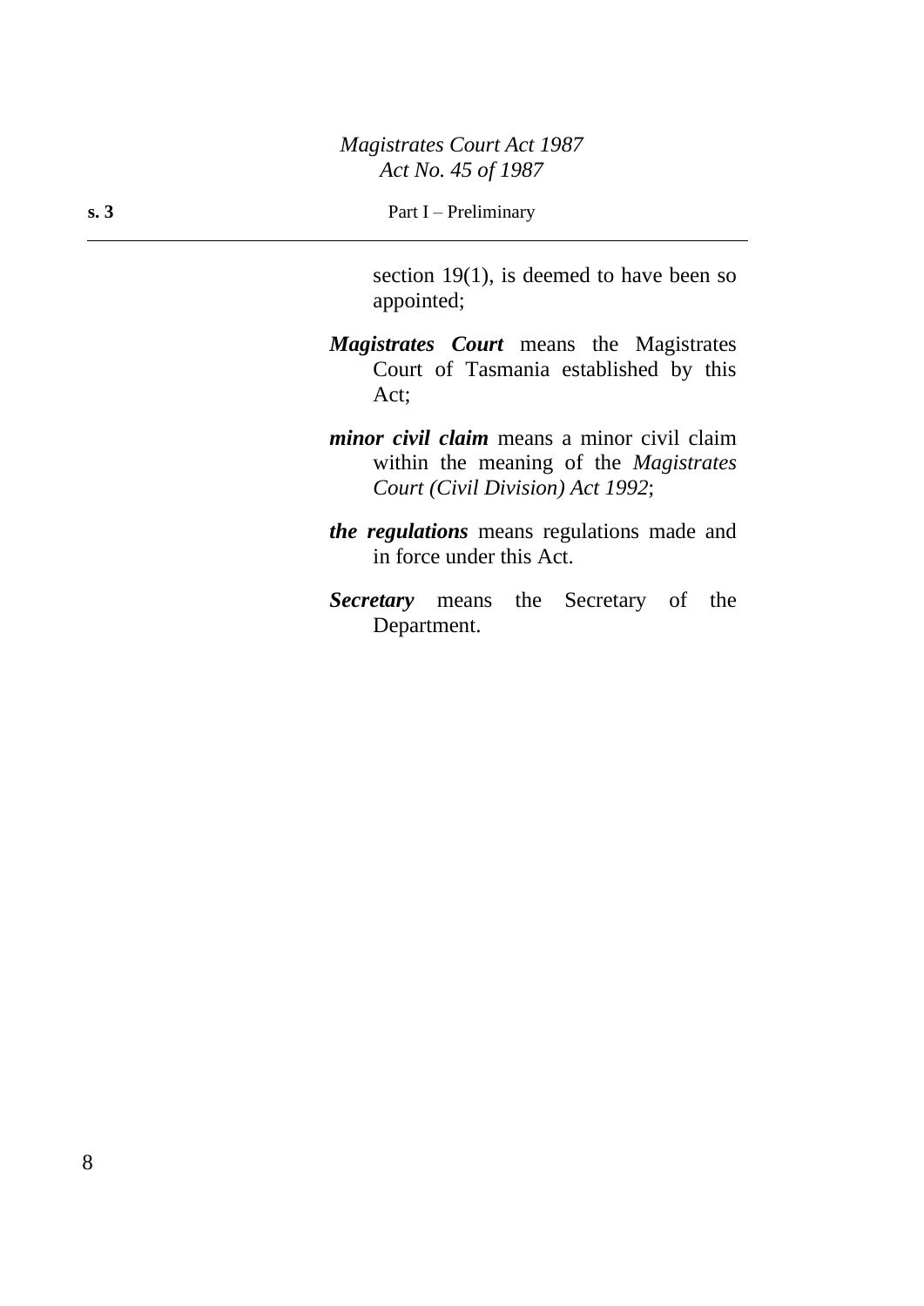section 19(1), is deemed to have been so appointed;

***Magistrates Court*** means the Magistrates Court of Tasmania established by this Act;

***minor civil claim*** means a minor civil claim within the meaning of the *Magistrates Court (Civil Division) Act 1992*;

***the regulations*** means regulations made and in force under this Act.

***Secretary*** means the Secretary of the Department.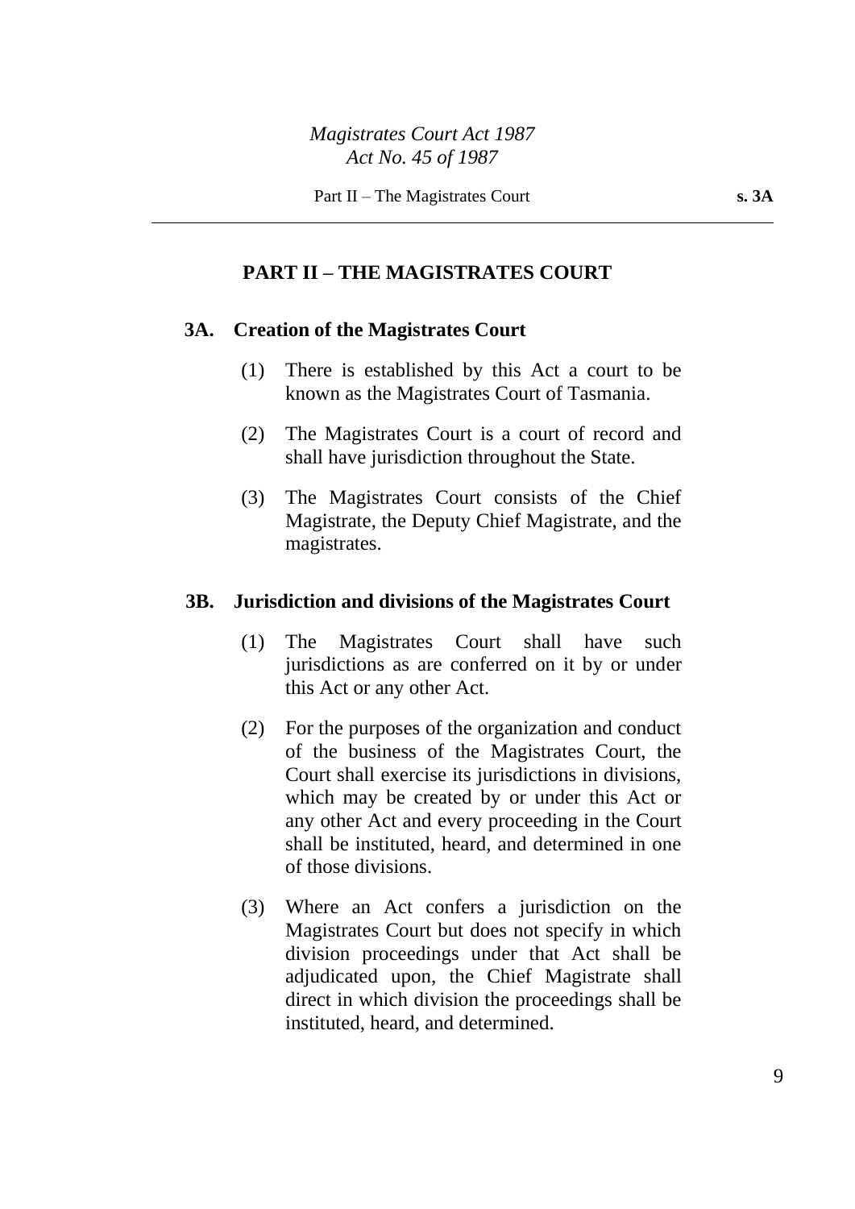## PART II – THE MAGISTRATES COURT

### 3A. Creation of the Magistrates Court

(1) There is established by this Act a court to be known as the Magistrates Court of Tasmania.

(2) The Magistrates Court is a court of record and shall have jurisdiction throughout the State.

(3) The Magistrates Court consists of the Chief Magistrate, the Deputy Chief Magistrate, and the magistrates.

### 3B. Jurisdiction and divisions of the Magistrates Court

(1) The Magistrates Court shall have such jurisdictions as are conferred on it by or under this Act or any other Act.

(2) For the purposes of the organization and conduct of the business of the Magistrates Court, the Court shall exercise its jurisdictions in divisions, which may be created by or under this Act or any other Act and every proceeding in the Court shall be instituted, heard, and determined in one of those divisions.

(3) Where an Act confers a jurisdiction on the Magistrates Court but does not specify in which division proceedings under that Act shall be adjudicated upon, the Chief Magistrate shall direct in which division the proceedings shall be instituted, heard, and determined.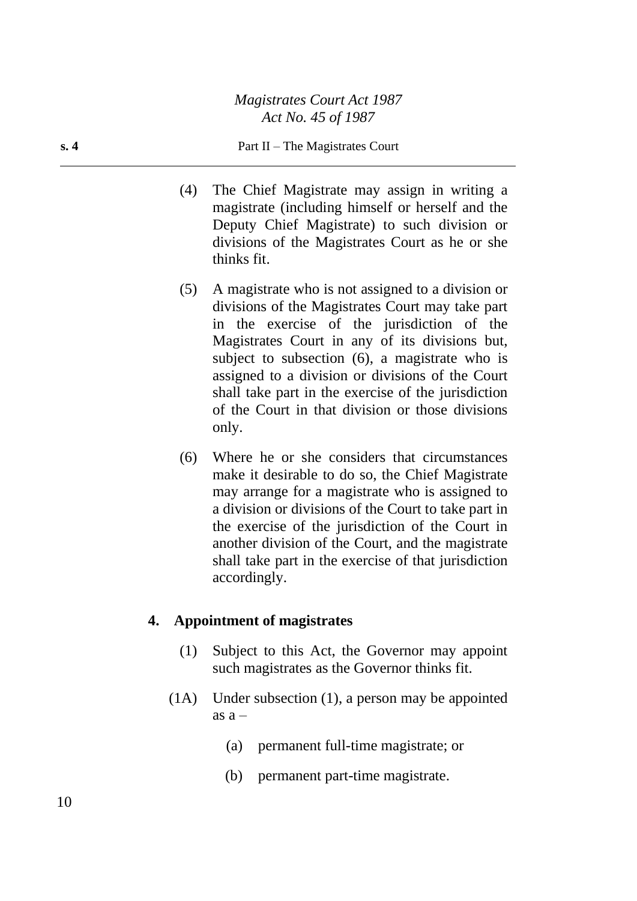(4) The Chief Magistrate may assign in writing a magistrate (including himself or herself and the Deputy Chief Magistrate) to such division or divisions of the Magistrates Court as he or she thinks fit.

(5) A magistrate who is not assigned to a division or divisions of the Magistrates Court may take part in the exercise of the jurisdiction of the Magistrates Court in any of its divisions but, subject to subsection (6), a magistrate who is assigned to a division or divisions of the Court shall take part in the exercise of the jurisdiction of the Court in that division or those divisions only.

(6) Where he or she considers that circumstances make it desirable to do so, the Chief Magistrate may arrange for a magistrate who is assigned to a division or divisions of the Court to take part in the exercise of the jurisdiction of the Court in another division of the Court, and the magistrate shall take part in the exercise of that jurisdiction accordingly.

## 4. Appointment of magistrates

(1) Subject to this Act, the Governor may appoint such magistrates as the Governor thinks fit.

(1A) Under subsection (1), a person may be appointed as a –

(a) permanent full-time magistrate; or

(b) permanent part-time magistrate.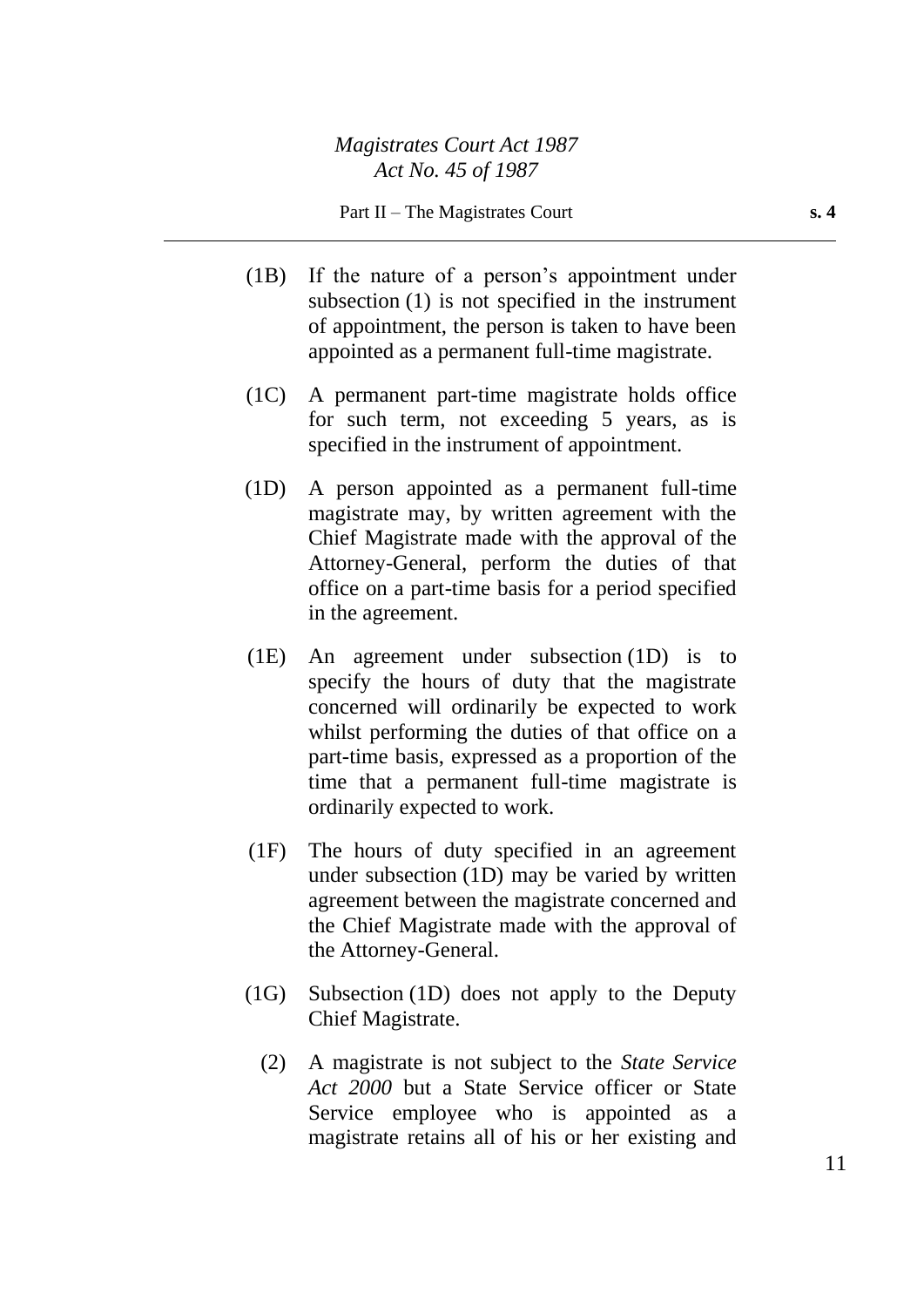(1B) If the nature of a person's appointment under subsection (1) is not specified in the instrument of appointment, the person is taken to have been appointed as a permanent full-time magistrate.

(1C) A permanent part-time magistrate holds office for such term, not exceeding 5 years, as is specified in the instrument of appointment.

(1D) A person appointed as a permanent full-time magistrate may, by written agreement with the Chief Magistrate made with the approval of the Attorney-General, perform the duties of that office on a part-time basis for a period specified in the agreement.

(1E) An agreement under subsection (1D) is to specify the hours of duty that the magistrate concerned will ordinarily be expected to work whilst performing the duties of that office on a part-time basis, expressed as a proportion of the time that a permanent full-time magistrate is ordinarily expected to work.

(1F) The hours of duty specified in an agreement under subsection (1D) may be varied by written agreement between the magistrate concerned and the Chief Magistrate made with the approval of the Attorney-General.

(1G) Subsection (1D) does not apply to the Deputy Chief Magistrate.

(2) A magistrate is not subject to the *State Service Act 2000* but a State Service officer or State Service employee who is appointed as a magistrate retains all of his or her existing and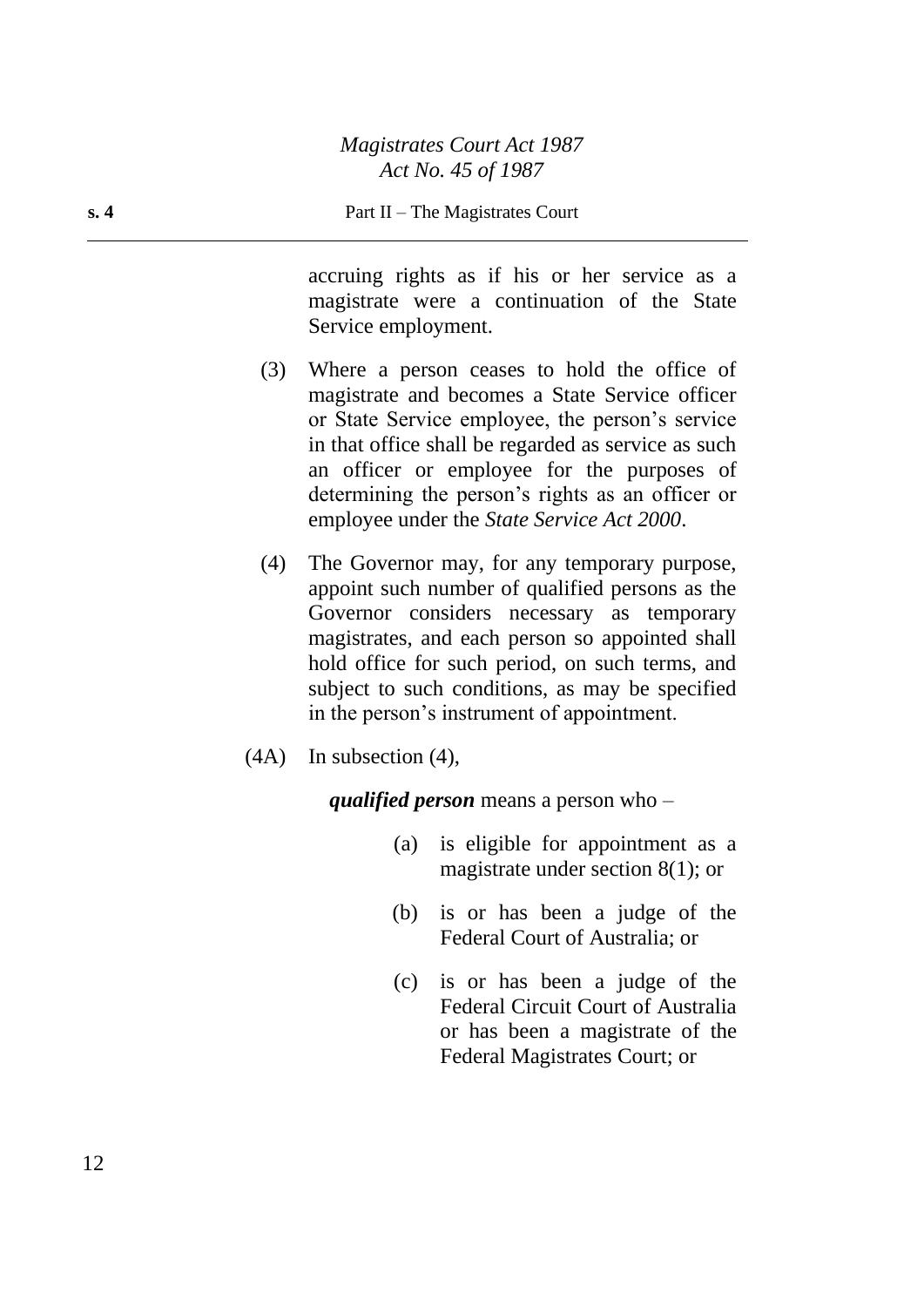accruing rights as if his or her service as a magistrate were a continuation of the State Service employment.

(3) Where a person ceases to hold the office of magistrate and becomes a State Service officer or State Service employee, the person's service in that office shall be regarded as service as such an officer or employee for the purposes of determining the person's rights as an officer or employee under the *State Service Act 2000*.

(4) The Governor may, for any temporary purpose, appoint such number of qualified persons as the Governor considers necessary as temporary magistrates, and each person so appointed shall hold office for such period, on such terms, and subject to such conditions, as may be specified in the person's instrument of appointment.

(4A) In subsection (4),

***qualified person*** means a person who –

(a) is eligible for appointment as a magistrate under section 8(1); or

(b) is or has been a judge of the Federal Court of Australia; or

(c) is or has been a judge of the Federal Circuit Court of Australia or has been a magistrate of the Federal Magistrates Court; or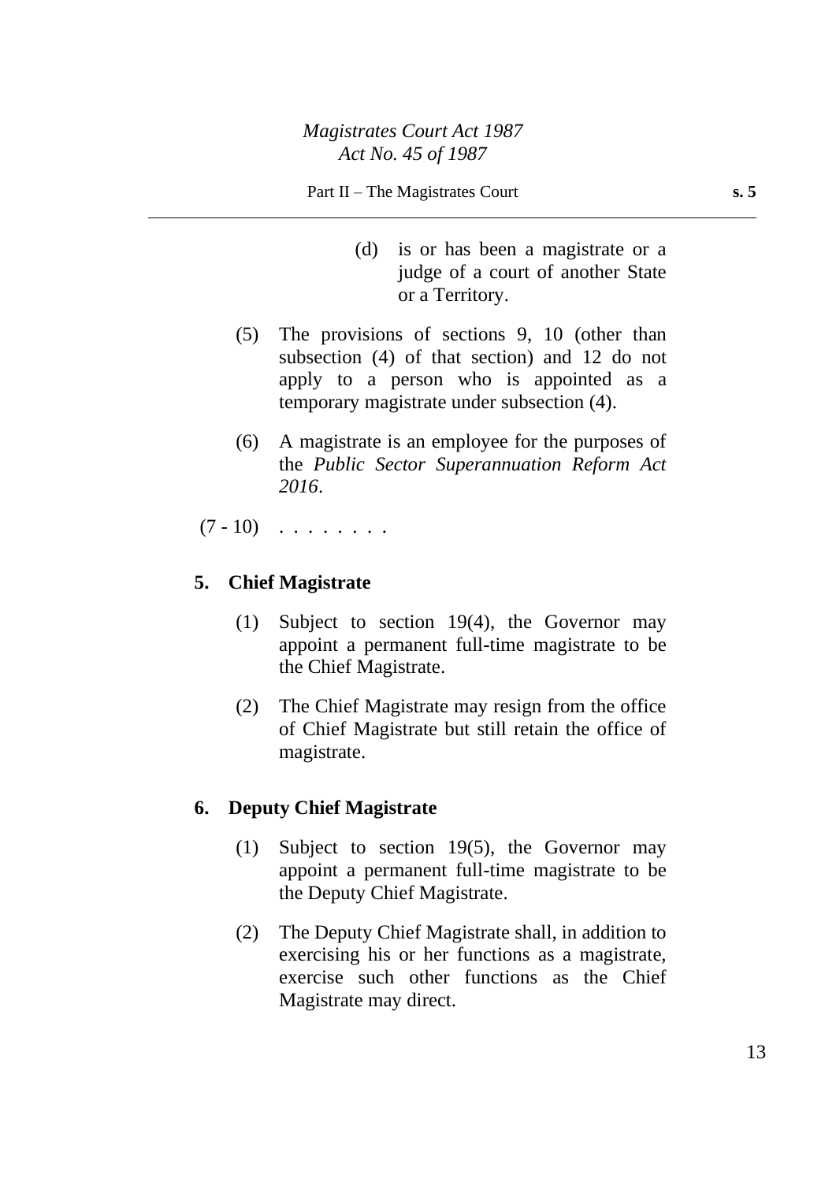(d) is or has been a magistrate or a judge of a court of another State or a Territory.

(5) The provisions of sections 9, 10 (other than subsection (4) of that section) and 12 do not apply to a person who is appointed as a temporary magistrate under subsection (4).

(6) A magistrate is an employee for the purposes of the *Public Sector Superannuation Reform Act 2016*.

(7 - 10) . . . . . . . .

### 5. Chief Magistrate

(1) Subject to section 19(4), the Governor may appoint a permanent full-time magistrate to be the Chief Magistrate.

(2) The Chief Magistrate may resign from the office of Chief Magistrate but still retain the office of magistrate.

### 6. Deputy Chief Magistrate

(1) Subject to section 19(5), the Governor may appoint a permanent full-time magistrate to be the Deputy Chief Magistrate.

(2) The Deputy Chief Magistrate shall, in addition to exercising his or her functions as a magistrate, exercise such other functions as the Chief Magistrate may direct.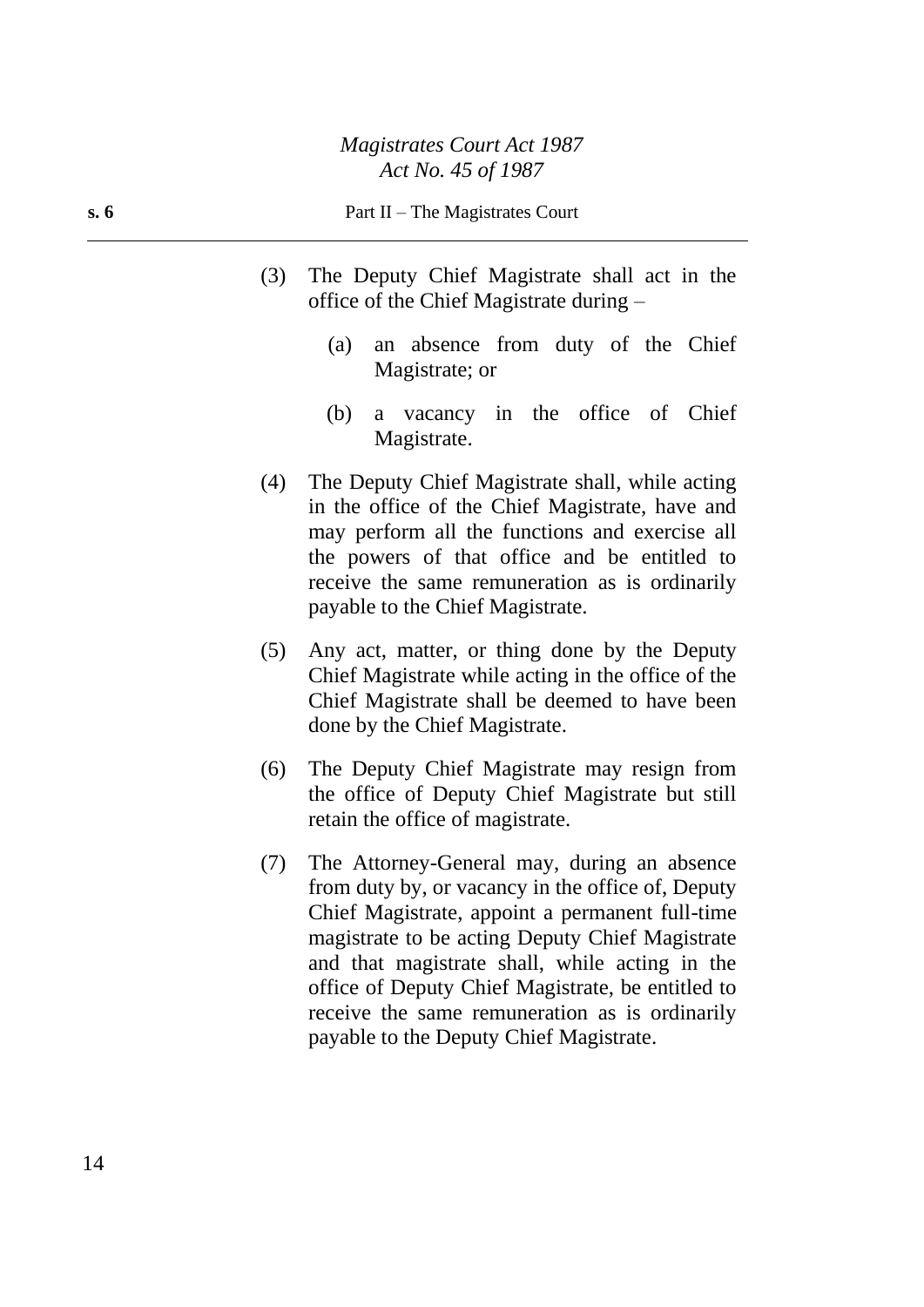(3) The Deputy Chief Magistrate shall act in the office of the Chief Magistrate during –

(a) an absence from duty of the Chief Magistrate; or

(b) a vacancy in the office of Chief Magistrate.

(4) The Deputy Chief Magistrate shall, while acting in the office of the Chief Magistrate, have and may perform all the functions and exercise all the powers of that office and be entitled to receive the same remuneration as is ordinarily payable to the Chief Magistrate.

(5) Any act, matter, or thing done by the Deputy Chief Magistrate while acting in the office of the Chief Magistrate shall be deemed to have been done by the Chief Magistrate.

(6) The Deputy Chief Magistrate may resign from the office of Deputy Chief Magistrate but still retain the office of magistrate.

(7) The Attorney-General may, during an absence from duty by, or vacancy in the office of, Deputy Chief Magistrate, appoint a permanent full-time magistrate to be acting Deputy Chief Magistrate and that magistrate shall, while acting in the office of Deputy Chief Magistrate, be entitled to receive the same remuneration as is ordinarily payable to the Deputy Chief Magistrate.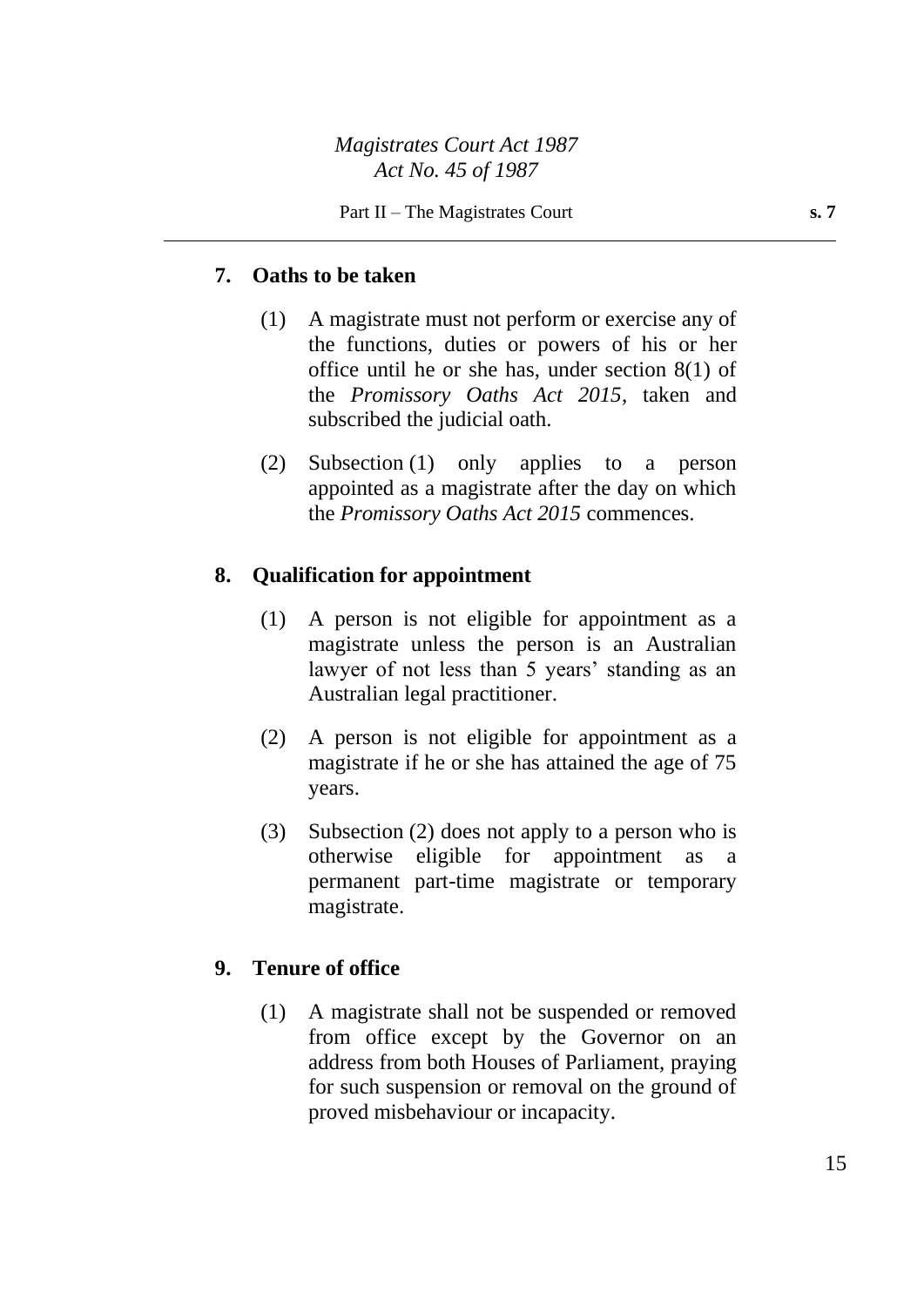## 7. Oaths to be taken

(1) A magistrate must not perform or exercise any of the functions, duties or powers of his or her office until he or she has, under section 8(1) of the *Promissory Oaths Act 2015*, taken and subscribed the judicial oath.

(2) Subsection (1) only applies to a person appointed as a magistrate after the day on which the *Promissory Oaths Act 2015* commences.

## 8. Qualification for appointment

(1) A person is not eligible for appointment as a magistrate unless the person is an Australian lawyer of not less than 5 years' standing as an Australian legal practitioner.

(2) A person is not eligible for appointment as a magistrate if he or she has attained the age of 75 years.

(3) Subsection (2) does not apply to a person who is otherwise eligible for appointment as a permanent part-time magistrate or temporary magistrate.

## 9. Tenure of office

(1) A magistrate shall not be suspended or removed from office except by the Governor on an address from both Houses of Parliament, praying for such suspension or removal on the ground of proved misbehaviour or incapacity.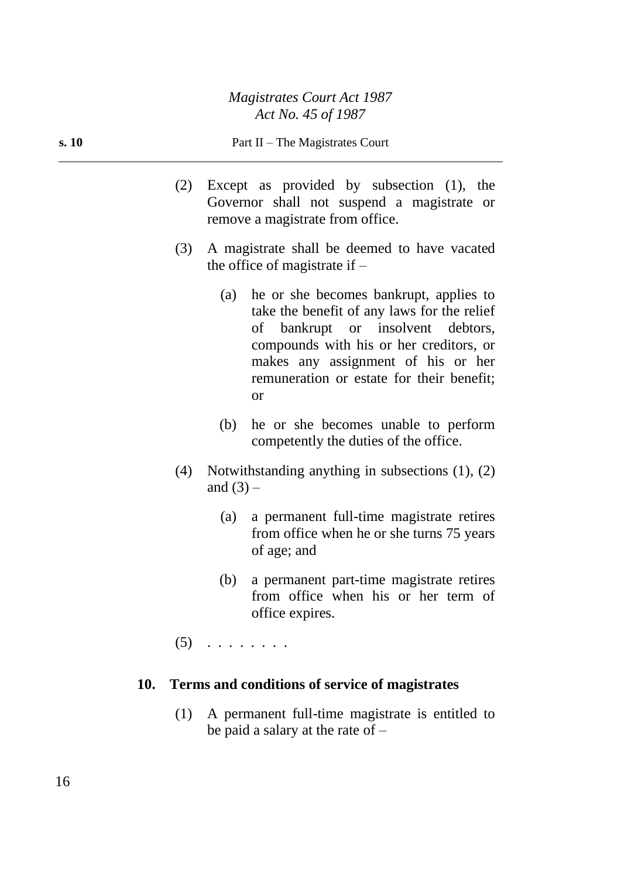(2) Except as provided by subsection (1), the Governor shall not suspend a magistrate or remove a magistrate from office.

(3) A magistrate shall be deemed to have vacated the office of magistrate if –

(a) he or she becomes bankrupt, applies to take the benefit of any laws for the relief of bankrupt or insolvent debtors, compounds with his or her creditors, or makes any assignment of his or her remuneration or estate for their benefit; or

(b) he or she becomes unable to perform competently the duties of the office.

(4) Notwithstanding anything in subsections (1), (2) and (3) –

(a) a permanent full-time magistrate retires from office when he or she turns 75 years of age; and

(b) a permanent part-time magistrate retires from office when his or her term of office expires.

(5) . . . . . . . .

### 10. Terms and conditions of service of magistrates

(1) A permanent full-time magistrate is entitled to be paid a salary at the rate of –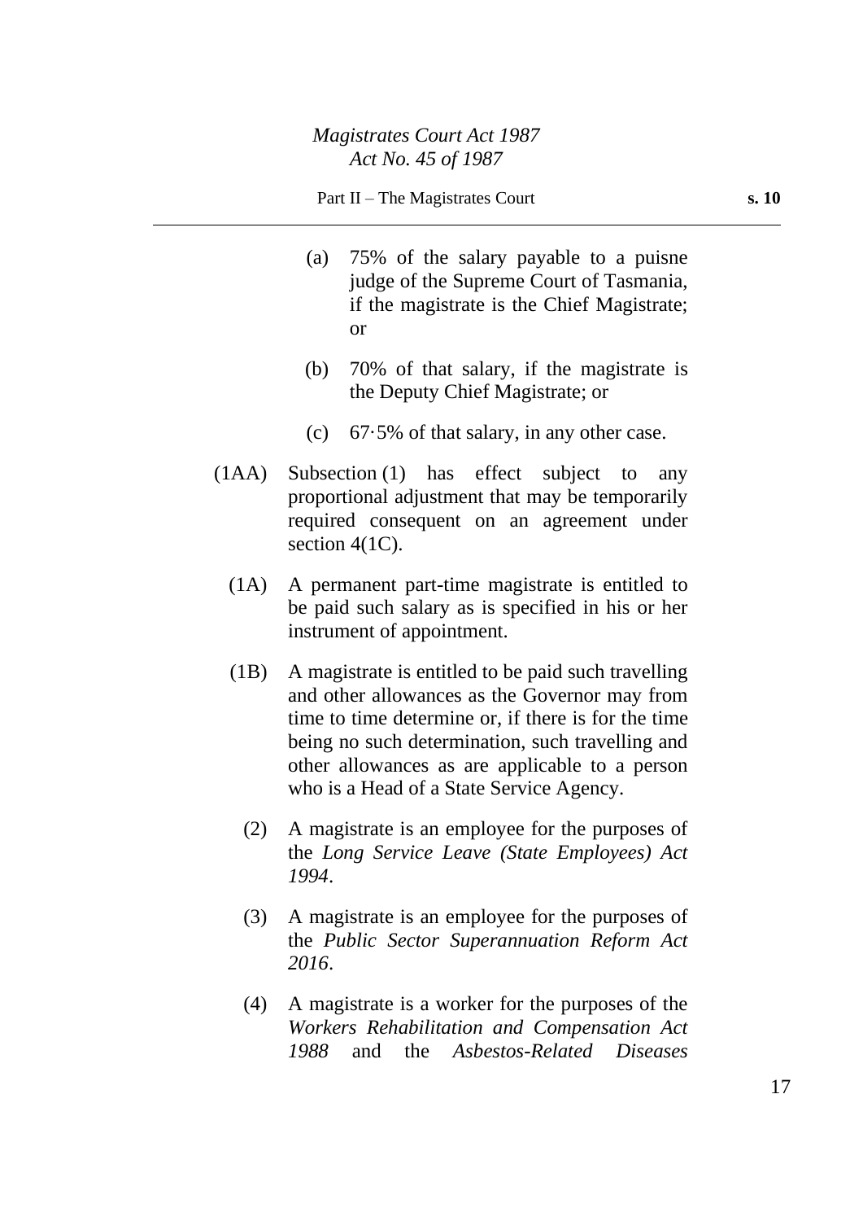(a) 75% of the salary payable to a puisne judge of the Supreme Court of Tasmania, if the magistrate is the Chief Magistrate; or

(b) 70% of that salary, if the magistrate is the Deputy Chief Magistrate; or

(c) 67·5% of that salary, in any other case.

(1AA) Subsection (1) has effect subject to any proportional adjustment that may be temporarily required consequent on an agreement under section 4(1C).

(1A) A permanent part-time magistrate is entitled to be paid such salary as is specified in his or her instrument of appointment.

(1B) A magistrate is entitled to be paid such travelling and other allowances as the Governor may from time to time determine or, if there is for the time being no such determination, such travelling and other allowances as are applicable to a person who is a Head of a State Service Agency.

(2) A magistrate is an employee for the purposes of the *Long Service Leave (State Employees) Act 1994*.

(3) A magistrate is an employee for the purposes of the *Public Sector Superannuation Reform Act 2016*.

(4) A magistrate is a worker for the purposes of the *Workers Rehabilitation and Compensation Act 1988* and the *Asbestos-Related Diseases*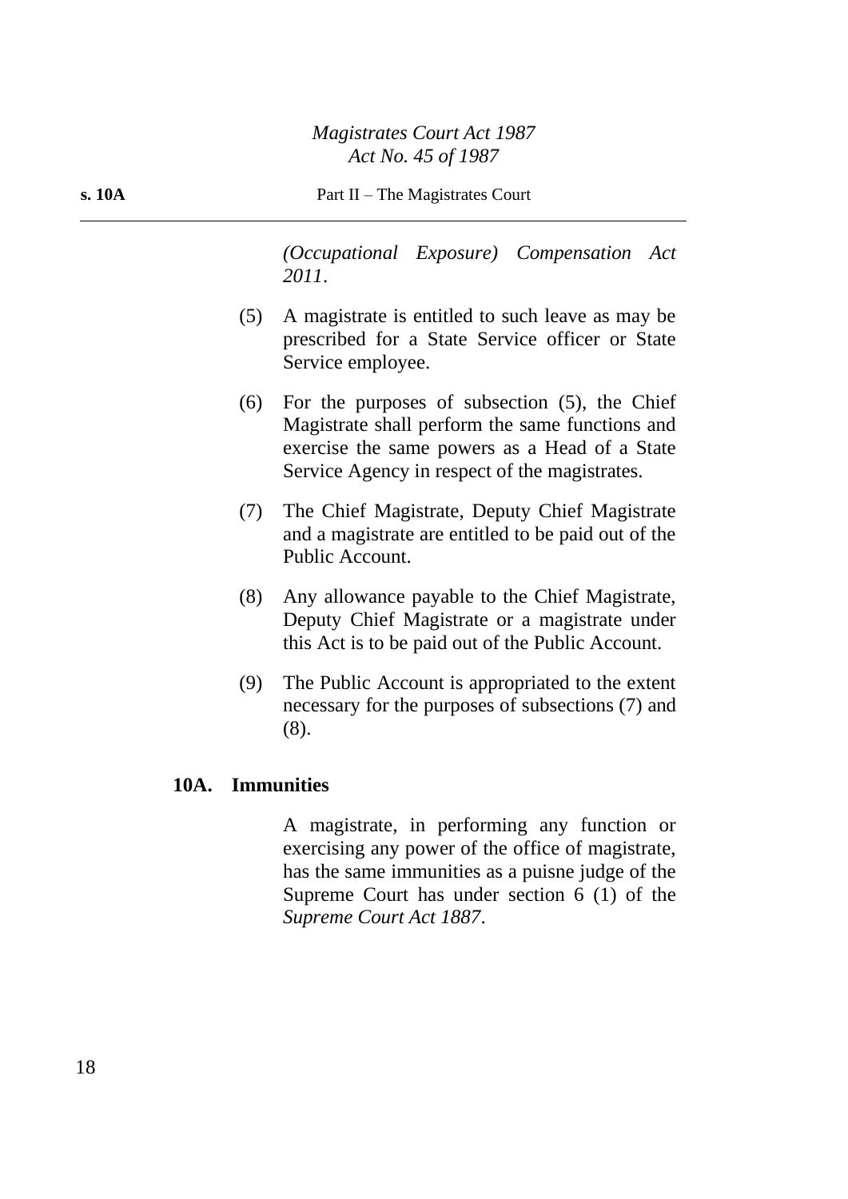*(Occupational Exposure) Compensation Act 2011*.

(5) A magistrate is entitled to such leave as may be prescribed for a State Service officer or State Service employee.

(6) For the purposes of subsection (5), the Chief Magistrate shall perform the same functions and exercise the same powers as a Head of a State Service Agency in respect of the magistrates.

(7) The Chief Magistrate, Deputy Chief Magistrate and a magistrate are entitled to be paid out of the Public Account.

(8) Any allowance payable to the Chief Magistrate, Deputy Chief Magistrate or a magistrate under this Act is to be paid out of the Public Account.

(9) The Public Account is appropriated to the extent necessary for the purposes of subsections (7) and (8).

**10A. Immunities**

A magistrate, in performing any function or exercising any power of the office of magistrate, has the same immunities as a puisne judge of the Supreme Court has under section 6 (1) of the *Supreme Court Act 1887*.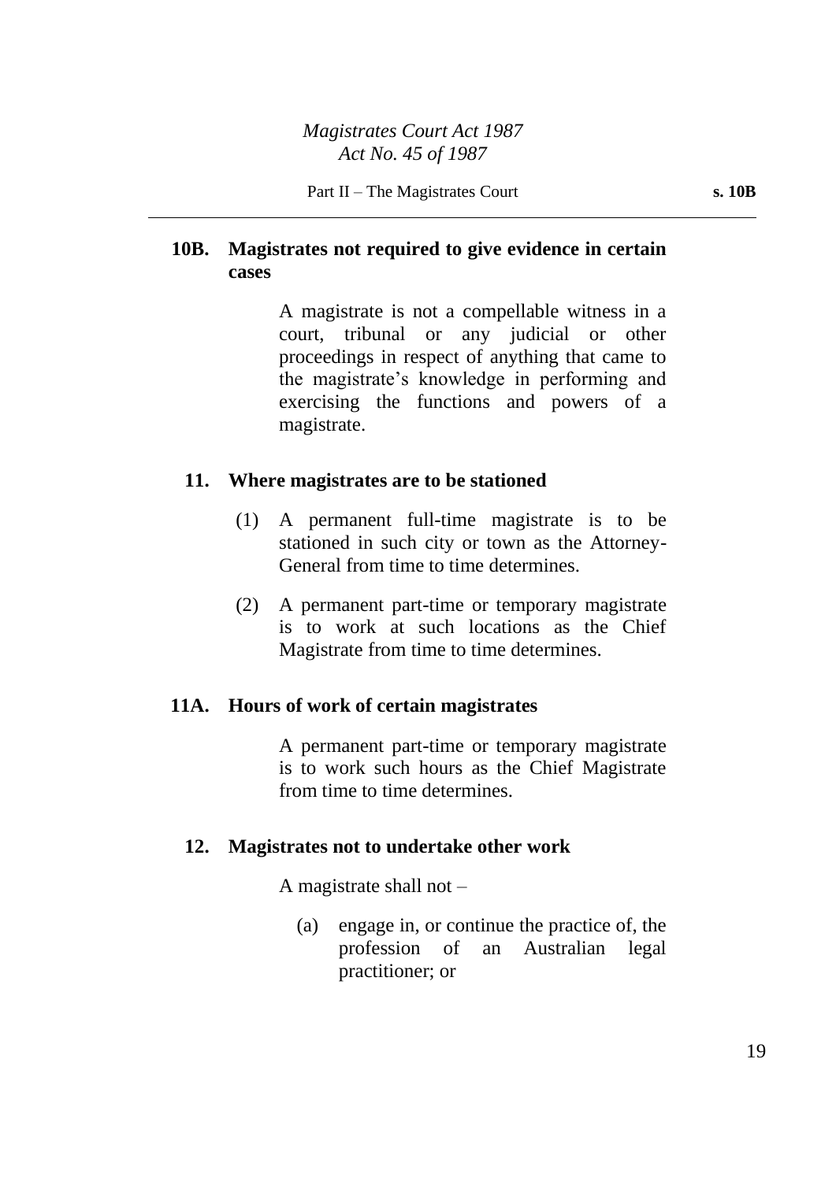**10B. Magistrates not required to give evidence in certain cases**

A magistrate is not a compellable witness in a court, tribunal or any judicial or other proceedings in respect of anything that came to the magistrate's knowledge in performing and exercising the functions and powers of a magistrate.

**11. Where magistrates are to be stationed**

(1) A permanent full-time magistrate is to be stationed in such city or town as the Attorney-General from time to time determines.

(2) A permanent part-time or temporary magistrate is to work at such locations as the Chief Magistrate from time to time determines.

**11A. Hours of work of certain magistrates**

A permanent part-time or temporary magistrate is to work such hours as the Chief Magistrate from time to time determines.

**12. Magistrates not to undertake other work**

A magistrate shall not –

(a) engage in, or continue the practice of, the profession of an Australian legal practitioner; or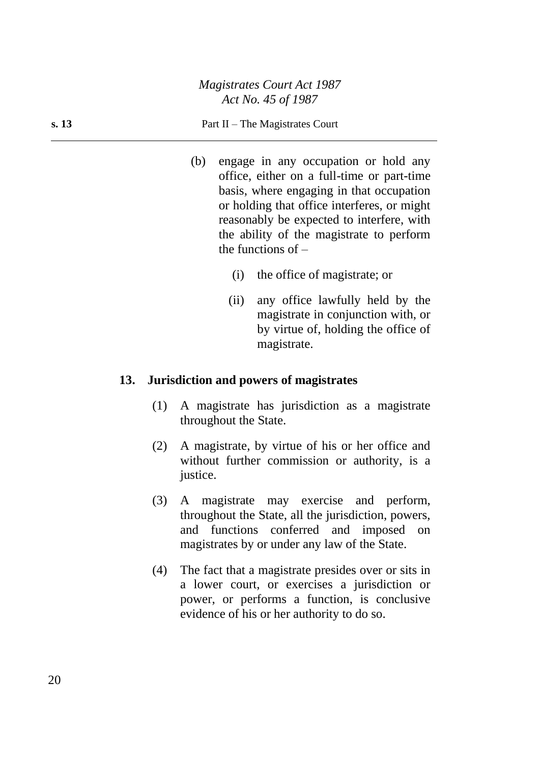(b) engage in any occupation or hold any office, either on a full-time or part-time basis, where engaging in that occupation or holding that office interferes, or might reasonably be expected to interfere, with the ability of the magistrate to perform the functions of –

   (i) the office of magistrate; or

   (ii) any office lawfully held by the magistrate in conjunction with, or by virtue of, holding the office of magistrate.

**13. Jurisdiction and powers of magistrates**

(1) A magistrate has jurisdiction as a magistrate throughout the State.

(2) A magistrate, by virtue of his or her office and without further commission or authority, is a justice.

(3) A magistrate may exercise and perform, throughout the State, all the jurisdiction, powers, and functions conferred and imposed on magistrates by or under any law of the State.

(4) The fact that a magistrate presides over or sits in a lower court, or exercises a jurisdiction or power, or performs a function, is conclusive evidence of his or her authority to do so.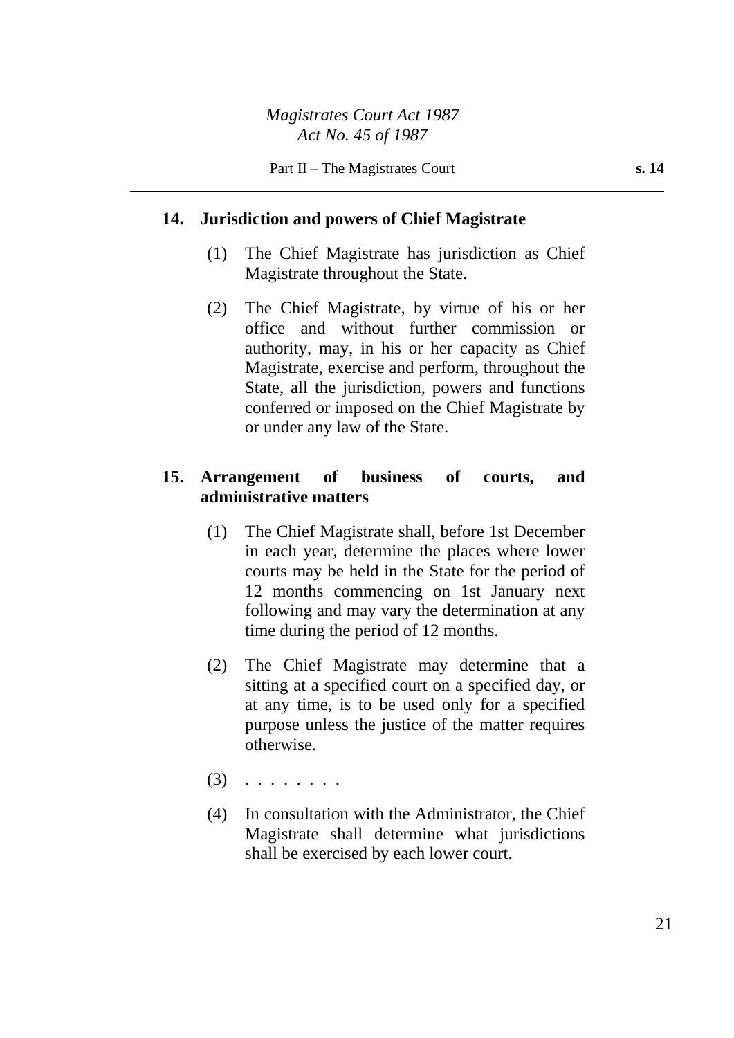## 14. Jurisdiction and powers of Chief Magistrate

(1) The Chief Magistrate has jurisdiction as Chief Magistrate throughout the State.

(2) The Chief Magistrate, by virtue of his or her office and without further commission or authority, may, in his or her capacity as Chief Magistrate, exercise and perform, throughout the State, all the jurisdiction, powers and functions conferred or imposed on the Chief Magistrate by or under any law of the State.

## 15. Arrangement of business of courts, and administrative matters

(1) The Chief Magistrate shall, before 1st December in each year, determine the places where lower courts may be held in the State for the period of 12 months commencing on 1st January next following and may vary the determination at any time during the period of 12 months.

(2) The Chief Magistrate may determine that a sitting at a specified court on a specified day, or at any time, is to be used only for a specified purpose unless the justice of the matter requires otherwise.

(3) . . . . . . . .

(4) In consultation with the Administrator, the Chief Magistrate shall determine what jurisdictions shall be exercised by each lower court.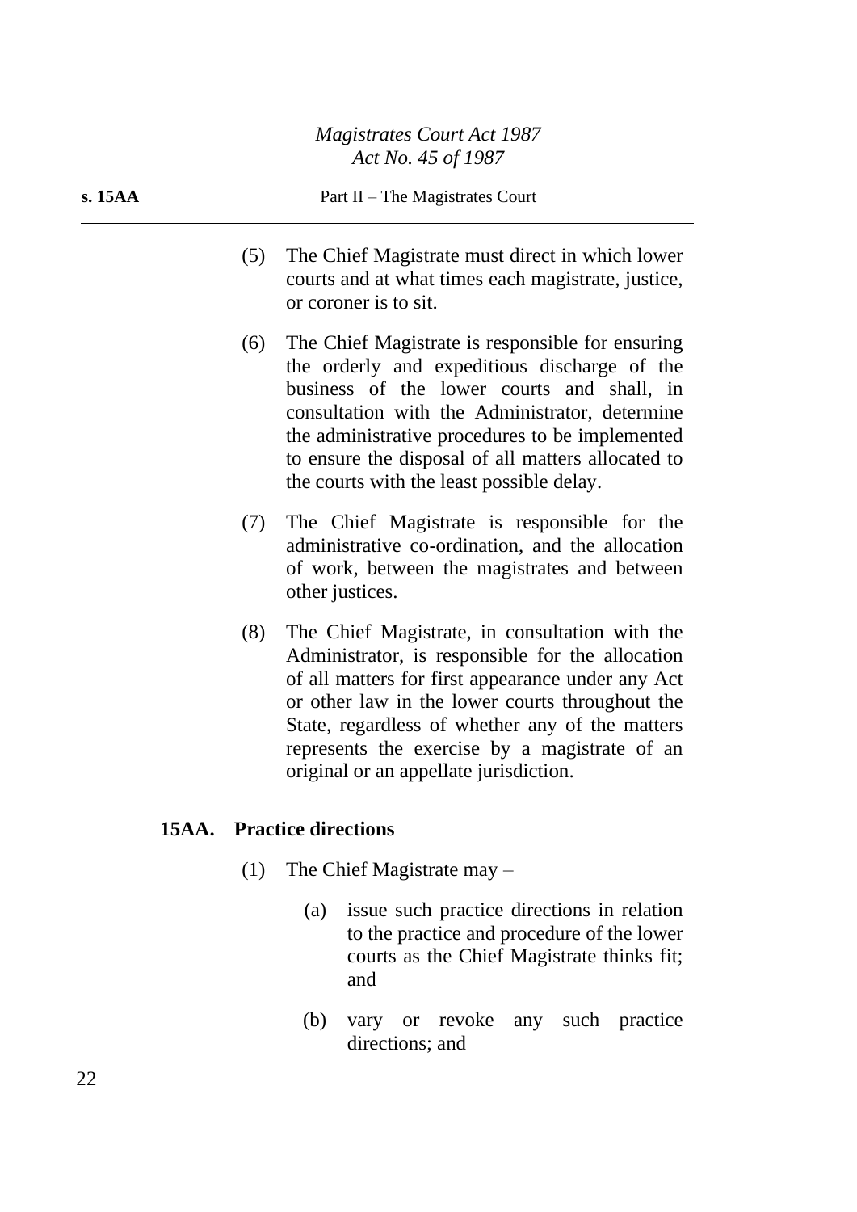(5) The Chief Magistrate must direct in which lower courts and at what times each magistrate, justice, or coroner is to sit.

(6) The Chief Magistrate is responsible for ensuring the orderly and expeditious discharge of the business of the lower courts and shall, in consultation with the Administrator, determine the administrative procedures to be implemented to ensure the disposal of all matters allocated to the courts with the least possible delay.

(7) The Chief Magistrate is responsible for the administrative co-ordination, and the allocation of work, between the magistrates and between other justices.

(8) The Chief Magistrate, in consultation with the Administrator, is responsible for the allocation of all matters for first appearance under any Act or other law in the lower courts throughout the State, regardless of whether any of the matters represents the exercise by a magistrate of an original or an appellate jurisdiction.

### 15AA. Practice directions

(1) The Chief Magistrate may –

(a) issue such practice directions in relation to the practice and procedure of the lower courts as the Chief Magistrate thinks fit; and

(b) vary or revoke any such practice directions; and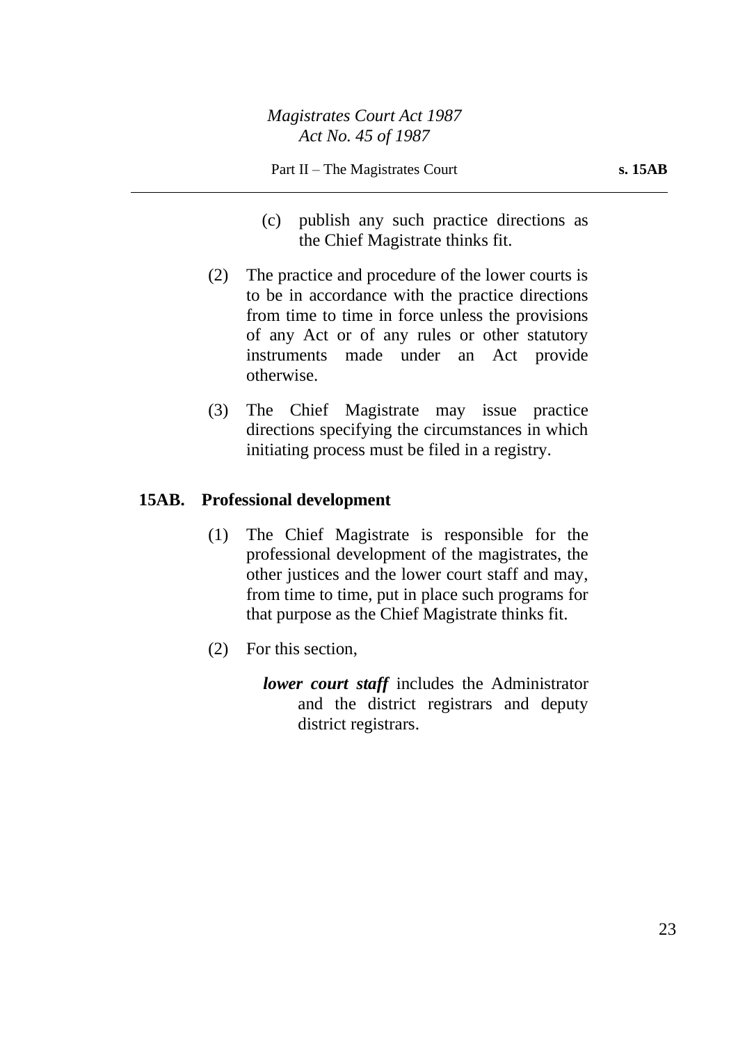(c) publish any such practice directions as the Chief Magistrate thinks fit.

(2) The practice and procedure of the lower courts is to be in accordance with the practice directions from time to time in force unless the provisions of any Act or of any rules or other statutory instruments made under an Act provide otherwise.

(3) The Chief Magistrate may issue practice directions specifying the circumstances in which initiating process must be filed in a registry.

### 15AB. Professional development

(1) The Chief Magistrate is responsible for the professional development of the magistrates, the other justices and the lower court staff and may, from time to time, put in place such programs for that purpose as the Chief Magistrate thinks fit.

(2) For this section,

***lower court staff*** includes the Administrator and the district registrars and deputy district registrars.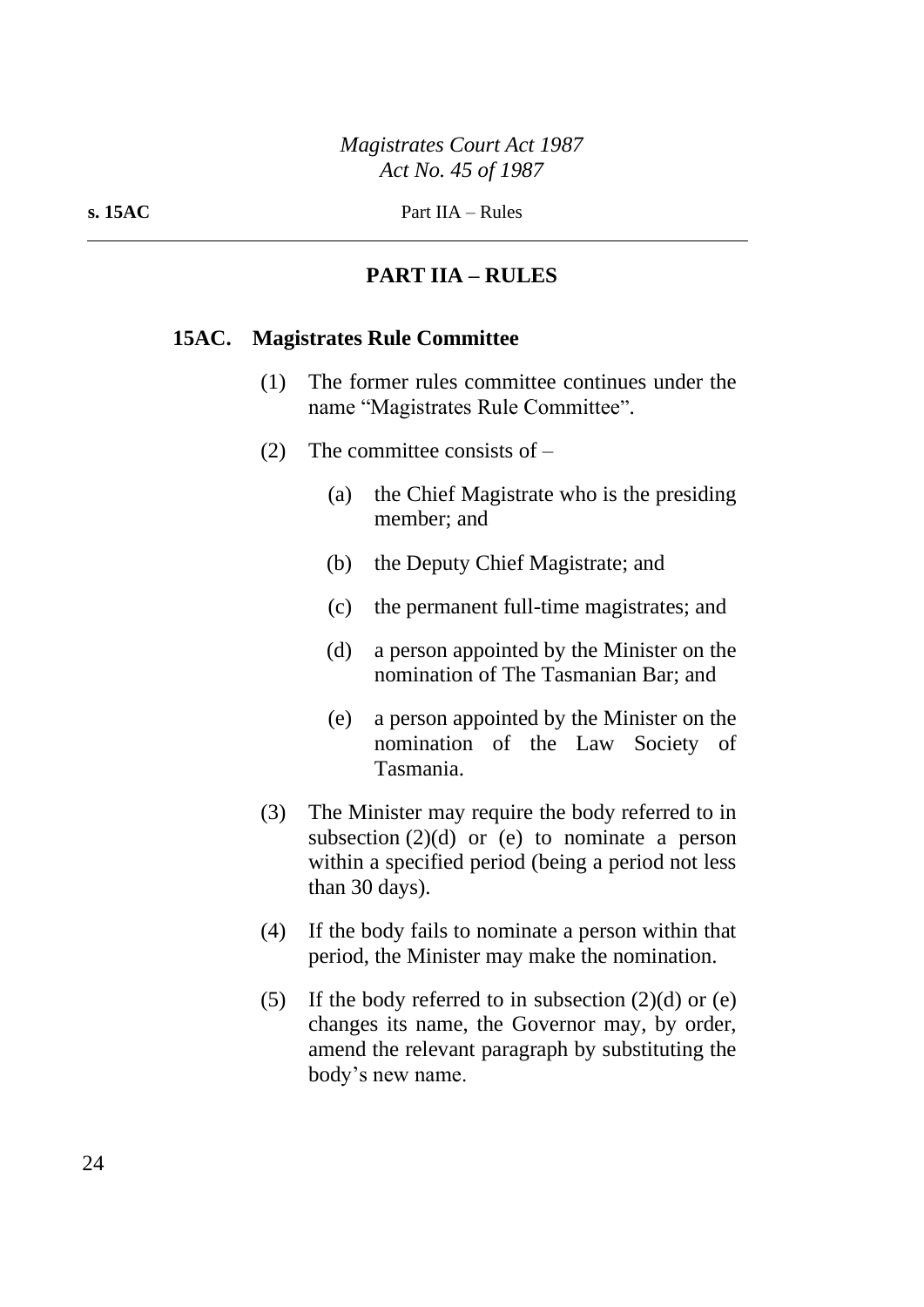## PART IIA – RULES

### 15AC. Magistrates Rule Committee

(1) The former rules committee continues under the name "Magistrates Rule Committee".

(2) The committee consists of –

(a) the Chief Magistrate who is the presiding member; and

(b) the Deputy Chief Magistrate; and

(c) the permanent full-time magistrates; and

(d) a person appointed by the Minister on the nomination of The Tasmanian Bar; and

(e) a person appointed by the Minister on the nomination of the Law Society of Tasmania.

(3) The Minister may require the body referred to in subsection (2)(d) or (e) to nominate a person within a specified period (being a period not less than 30 days).

(4) If the body fails to nominate a person within that period, the Minister may make the nomination.

(5) If the body referred to in subsection (2)(d) or (e) changes its name, the Governor may, by order, amend the relevant paragraph by substituting the body's new name.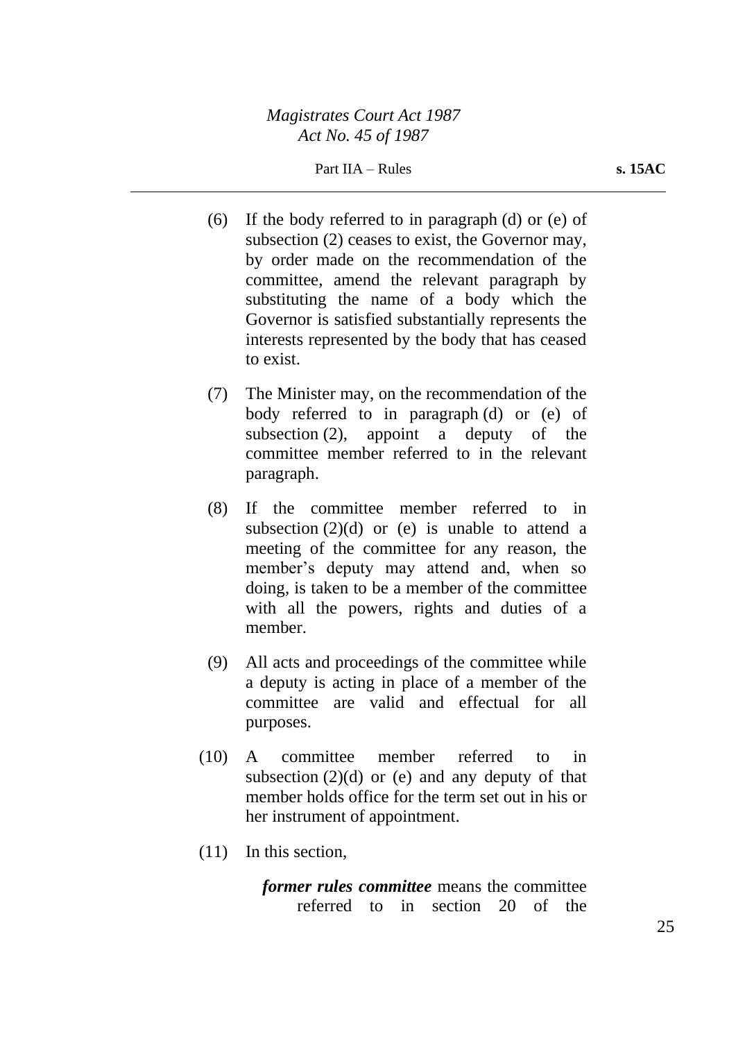(6) If the body referred to in paragraph (d) or (e) of subsection (2) ceases to exist, the Governor may, by order made on the recommendation of the committee, amend the relevant paragraph by substituting the name of a body which the Governor is satisfied substantially represents the interests represented by the body that has ceased to exist.

(7) The Minister may, on the recommendation of the body referred to in paragraph (d) or (e) of subsection (2), appoint a deputy of the committee member referred to in the relevant paragraph.

(8) If the committee member referred to in subsection (2)(d) or (e) is unable to attend a meeting of the committee for any reason, the member's deputy may attend and, when so doing, is taken to be a member of the committee with all the powers, rights and duties of a member.

(9) All acts and proceedings of the committee while a deputy is acting in place of a member of the committee are valid and effectual for all purposes.

(10) A committee member referred to in subsection (2)(d) or (e) and any deputy of that member holds office for the term set out in his or her instrument of appointment.

(11) In this section,

***former rules committee*** means the committee referred to in section 20 of the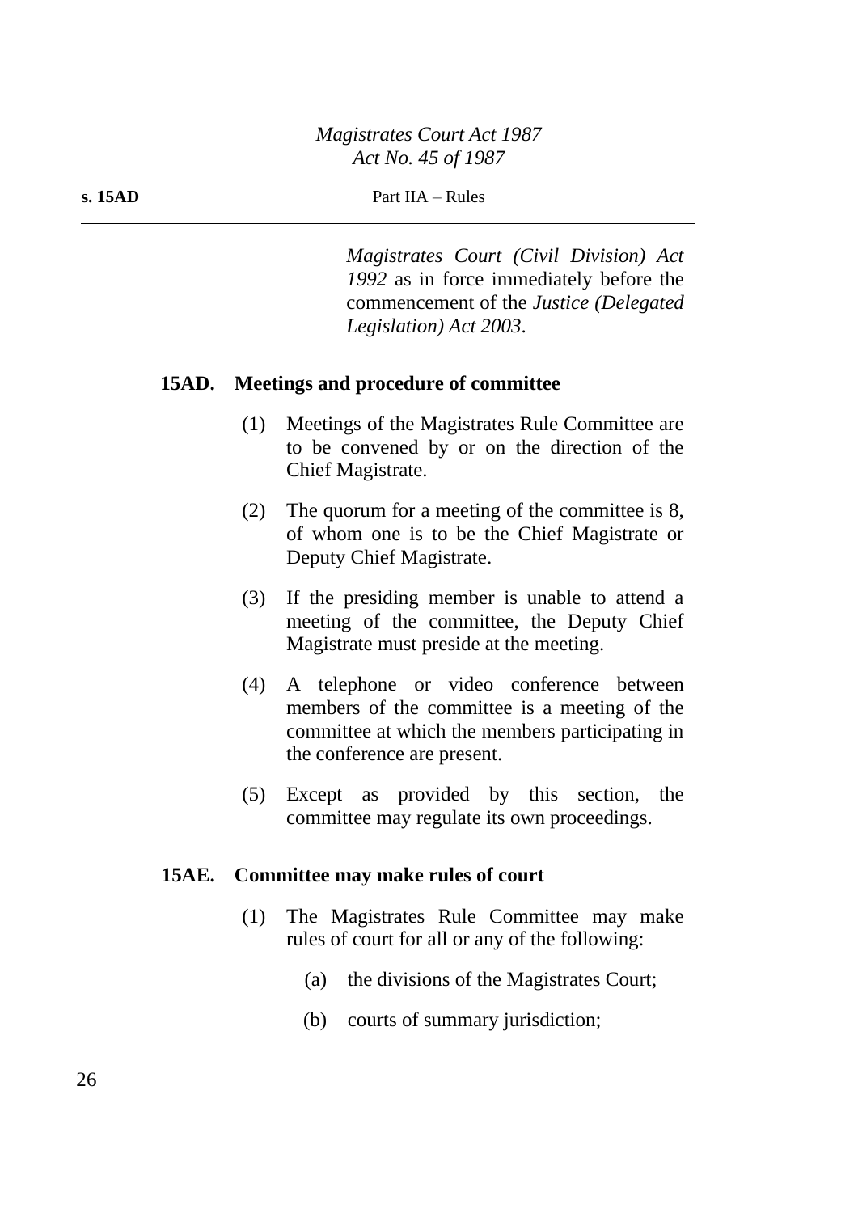*Magistrates Court (Civil Division) Act 1992* as in force immediately before the commencement of the *Justice (Delegated Legislation) Act 2003*.

### 15AD. Meetings and procedure of committee

(1) Meetings of the Magistrates Rule Committee are to be convened by or on the direction of the Chief Magistrate.

(2) The quorum for a meeting of the committee is 8, of whom one is to be the Chief Magistrate or Deputy Chief Magistrate.

(3) If the presiding member is unable to attend a meeting of the committee, the Deputy Chief Magistrate must preside at the meeting.

(4) A telephone or video conference between members of the committee is a meeting of the committee at which the members participating in the conference are present.

(5) Except as provided by this section, the committee may regulate its own proceedings.

### 15AE. Committee may make rules of court

(1) The Magistrates Rule Committee may make rules of court for all or any of the following:

(a) the divisions of the Magistrates Court;

(b) courts of summary jurisdiction;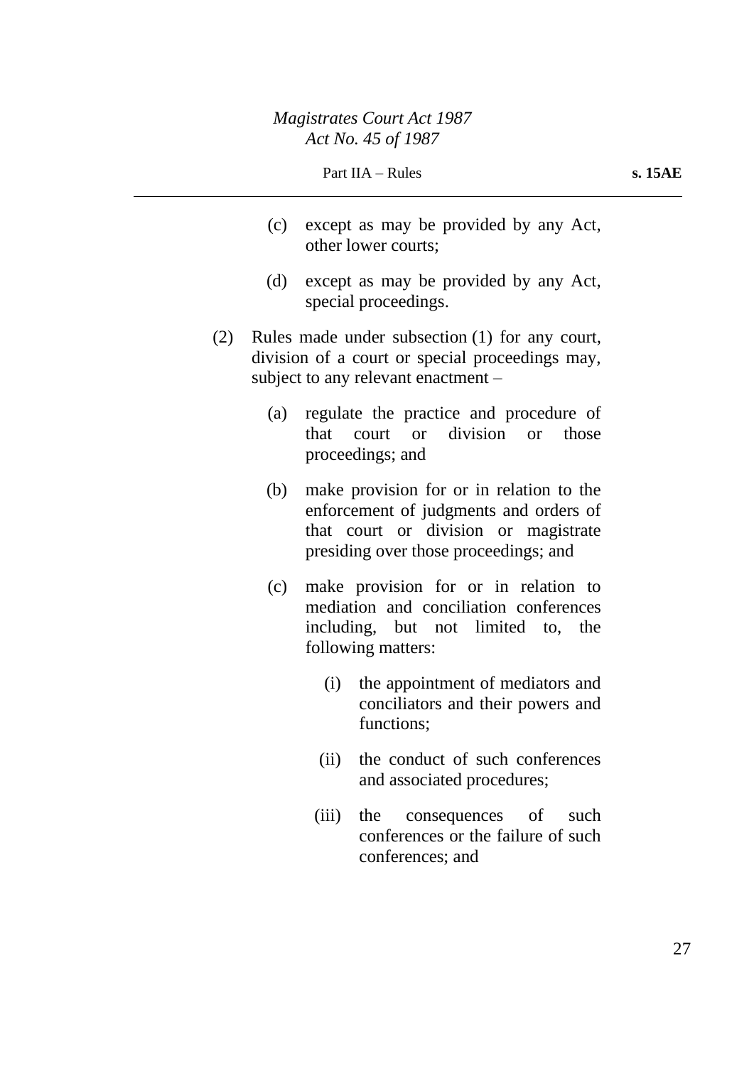(c) except as may be provided by any Act, other lower courts;

(d) except as may be provided by any Act, special proceedings.

(2) Rules made under subsection (1) for any court, division of a court or special proceedings may, subject to any relevant enactment –

(a) regulate the practice and procedure of that court or division or those proceedings; and

(b) make provision for or in relation to the enforcement of judgments and orders of that court or division or magistrate presiding over those proceedings; and

(c) make provision for or in relation to mediation and conciliation conferences including, but not limited to, the following matters:

(i) the appointment of mediators and conciliators and their powers and functions;

(ii) the conduct of such conferences and associated procedures;

(iii) the consequences of such conferences or the failure of such conferences; and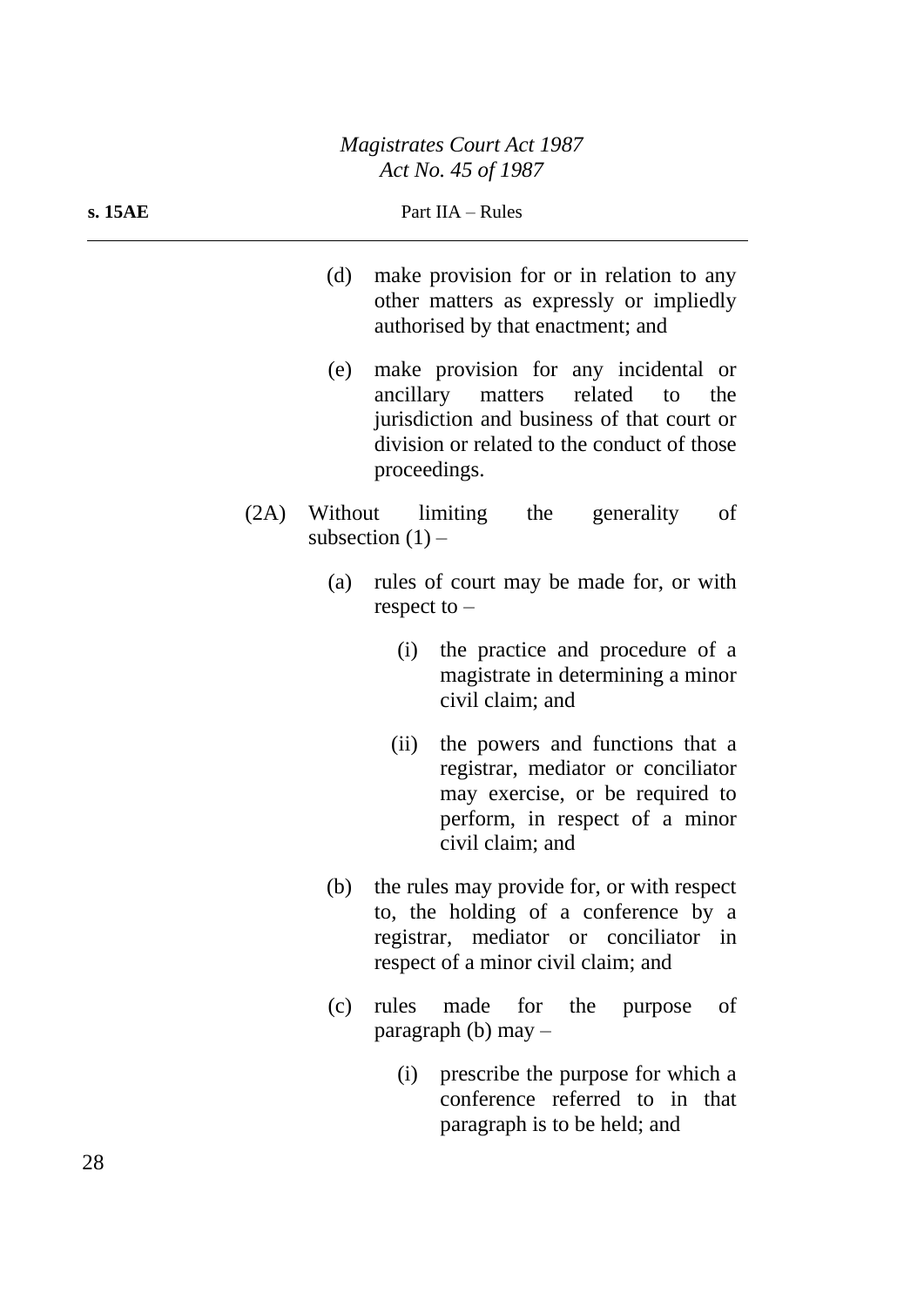(d) make provision for or in relation to any other matters as expressly or impliedly authorised by that enactment; and

(e) make provision for any incidental or ancillary matters related to the jurisdiction and business of that court or division or related to the conduct of those proceedings.

(2A) Without limiting the generality of subsection (1) –

(a) rules of court may be made for, or with respect to –

(i) the practice and procedure of a magistrate in determining a minor civil claim; and

(ii) the powers and functions that a registrar, mediator or conciliator may exercise, or be required to perform, in respect of a minor civil claim; and

(b) the rules may provide for, or with respect to, the holding of a conference by a registrar, mediator or conciliator in respect of a minor civil claim; and

(c) rules made for the purpose of paragraph (b) may –

(i) prescribe the purpose for which a conference referred to in that paragraph is to be held; and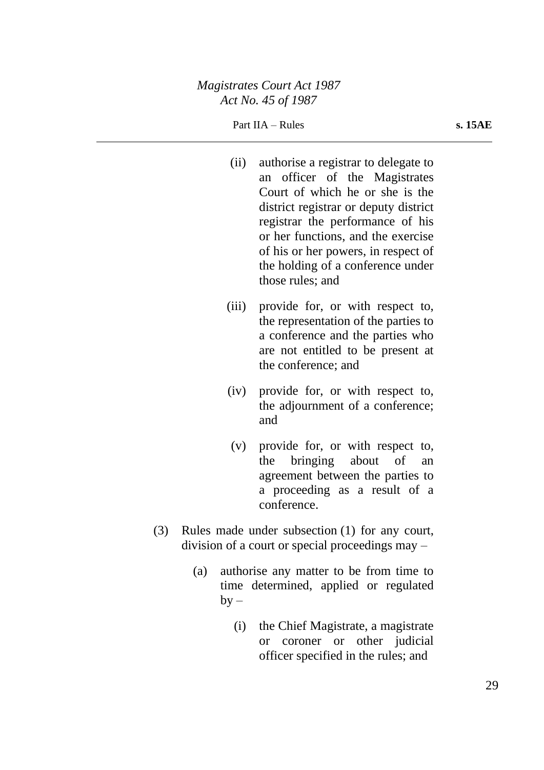(ii) authorise a registrar to delegate to an officer of the Magistrates Court of which he or she is the district registrar or deputy district registrar the performance of his or her functions, and the exercise of his or her powers, in respect of the holding of a conference under those rules; and

(iii) provide for, or with respect to, the representation of the parties to a conference and the parties who are not entitled to be present at the conference; and

(iv) provide for, or with respect to, the adjournment of a conference; and

(v) provide for, or with respect to, the bringing about of an agreement between the parties to a proceeding as a result of a conference.

(3) Rules made under subsection (1) for any court, division of a court or special proceedings may –

(a) authorise any matter to be from time to time determined, applied or regulated by –

(i) the Chief Magistrate, a magistrate or coroner or other judicial officer specified in the rules; and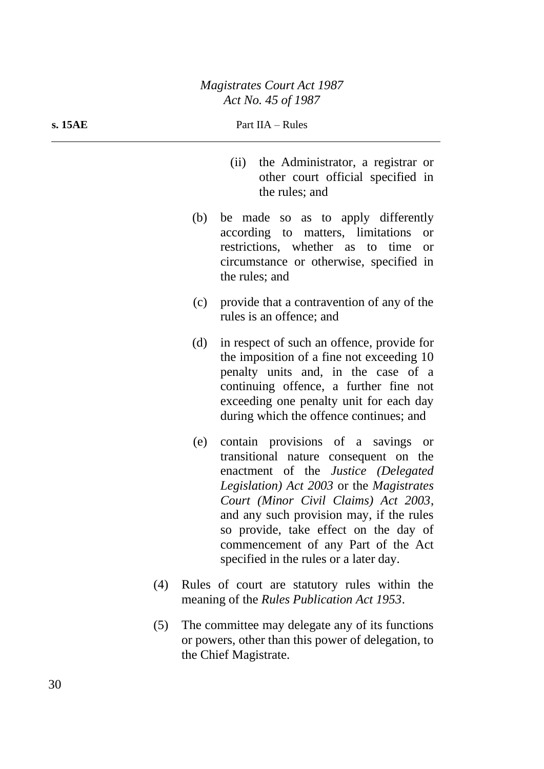(ii) the Administrator, a registrar or other court official specified in the rules; and

(b) be made so as to apply differently according to matters, limitations or restrictions, whether as to time or circumstance or otherwise, specified in the rules; and

(c) provide that a contravention of any of the rules is an offence; and

(d) in respect of such an offence, provide for the imposition of a fine not exceeding 10 penalty units and, in the case of a continuing offence, a further fine not exceeding one penalty unit for each day during which the offence continues; and

(e) contain provisions of a savings or transitional nature consequent on the enactment of the *Justice (Delegated Legislation) Act 2003* or the *Magistrates Court (Minor Civil Claims) Act 2003*, and any such provision may, if the rules so provide, take effect on the day of commencement of any Part of the Act specified in the rules or a later day.

(4) Rules of court are statutory rules within the meaning of the *Rules Publication Act 1953*.

(5) The committee may delegate any of its functions or powers, other than this power of delegation, to the Chief Magistrate.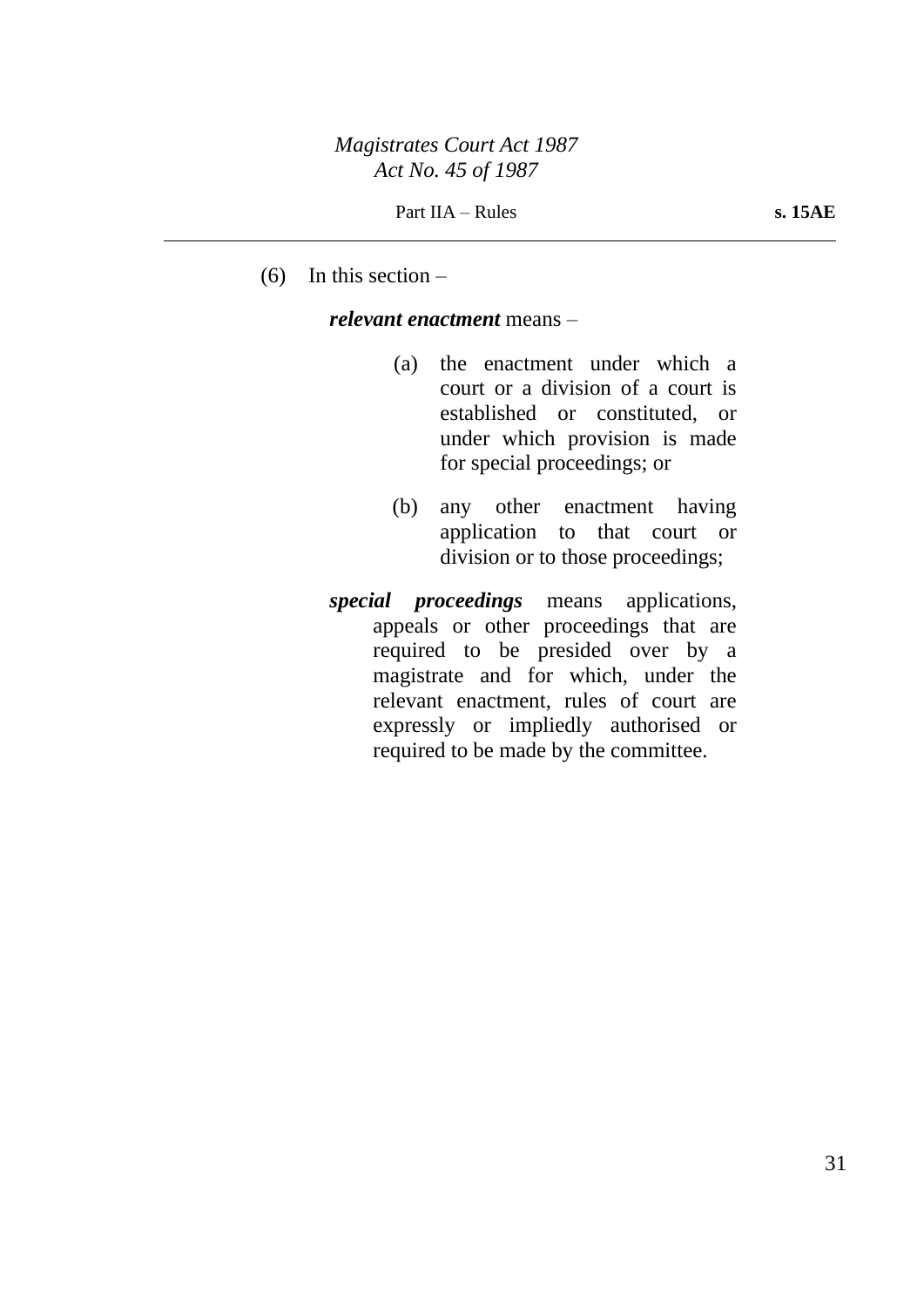(6) In this section –

***relevant enactment*** means –

(a) the enactment under which a court or a division of a court is established or constituted, or under which provision is made for special proceedings; or

(b) any other enactment having application to that court or division or to those proceedings;

***special proceedings*** means applications, appeals or other proceedings that are required to be presided over by a magistrate and for which, under the relevant enactment, rules of court are expressly or impliedly authorised or required to be made by the committee.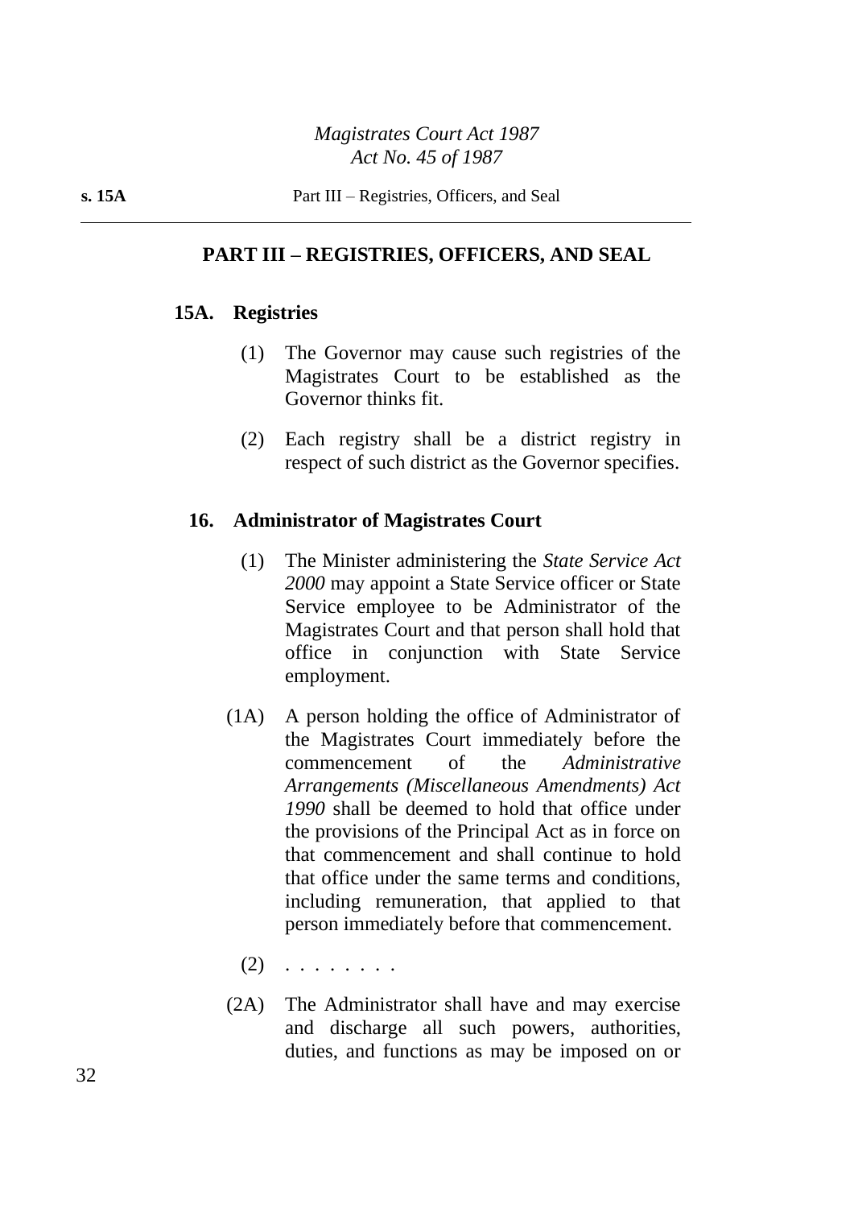## PART III – REGISTRIES, OFFICERS, AND SEAL

### 15A. Registries

(1) The Governor may cause such registries of the Magistrates Court to be established as the Governor thinks fit.

(2) Each registry shall be a district registry in respect of such district as the Governor specifies.

### 16. Administrator of Magistrates Court

(1) The Minister administering the *State Service Act 2000* may appoint a State Service officer or State Service employee to be Administrator of the Magistrates Court and that person shall hold that office in conjunction with State Service employment.

(1A) A person holding the office of Administrator of the Magistrates Court immediately before the commencement of the *Administrative Arrangements (Miscellaneous Amendments) Act 1990* shall be deemed to hold that office under the provisions of the Principal Act as in force on that commencement and shall continue to hold that office under the same terms and conditions, including remuneration, that applied to that person immediately before that commencement.

(2) . . . . . . . .

(2A) The Administrator shall have and may exercise and discharge all such powers, authorities, duties, and functions as may be imposed on or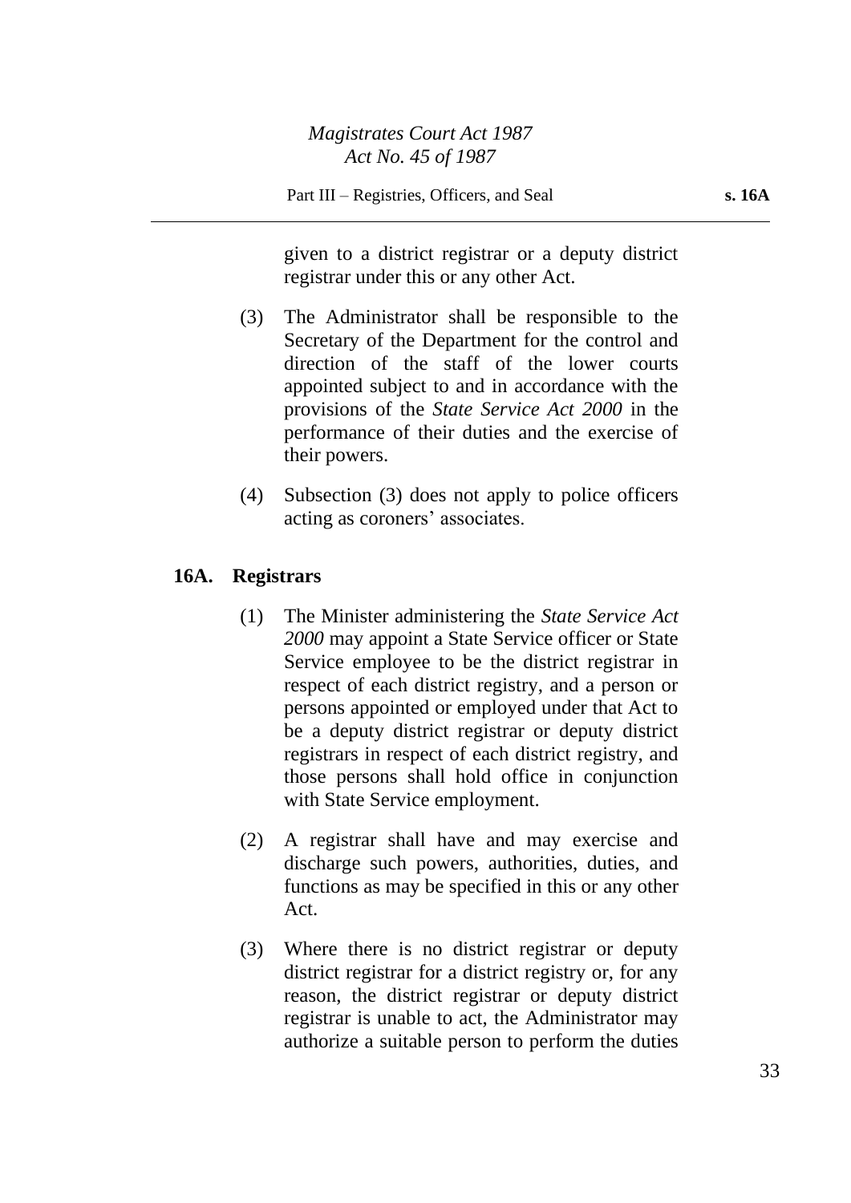given to a district registrar or a deputy district registrar under this or any other Act.

(3) The Administrator shall be responsible to the Secretary of the Department for the control and direction of the staff of the lower courts appointed subject to and in accordance with the provisions of the *State Service Act 2000* in the performance of their duties and the exercise of their powers.

(4) Subsection (3) does not apply to police officers acting as coroners' associates.

### 16A. Registrars

(1) The Minister administering the *State Service Act 2000* may appoint a State Service officer or State Service employee to be the district registrar in respect of each district registry, and a person or persons appointed or employed under that Act to be a deputy district registrar or deputy district registrars in respect of each district registry, and those persons shall hold office in conjunction with State Service employment.

(2) A registrar shall have and may exercise and discharge such powers, authorities, duties, and functions as may be specified in this or any other Act.

(3) Where there is no district registrar or deputy district registrar for a district registry or, for any reason, the district registrar or deputy district registrar is unable to act, the Administrator may authorize a suitable person to perform the duties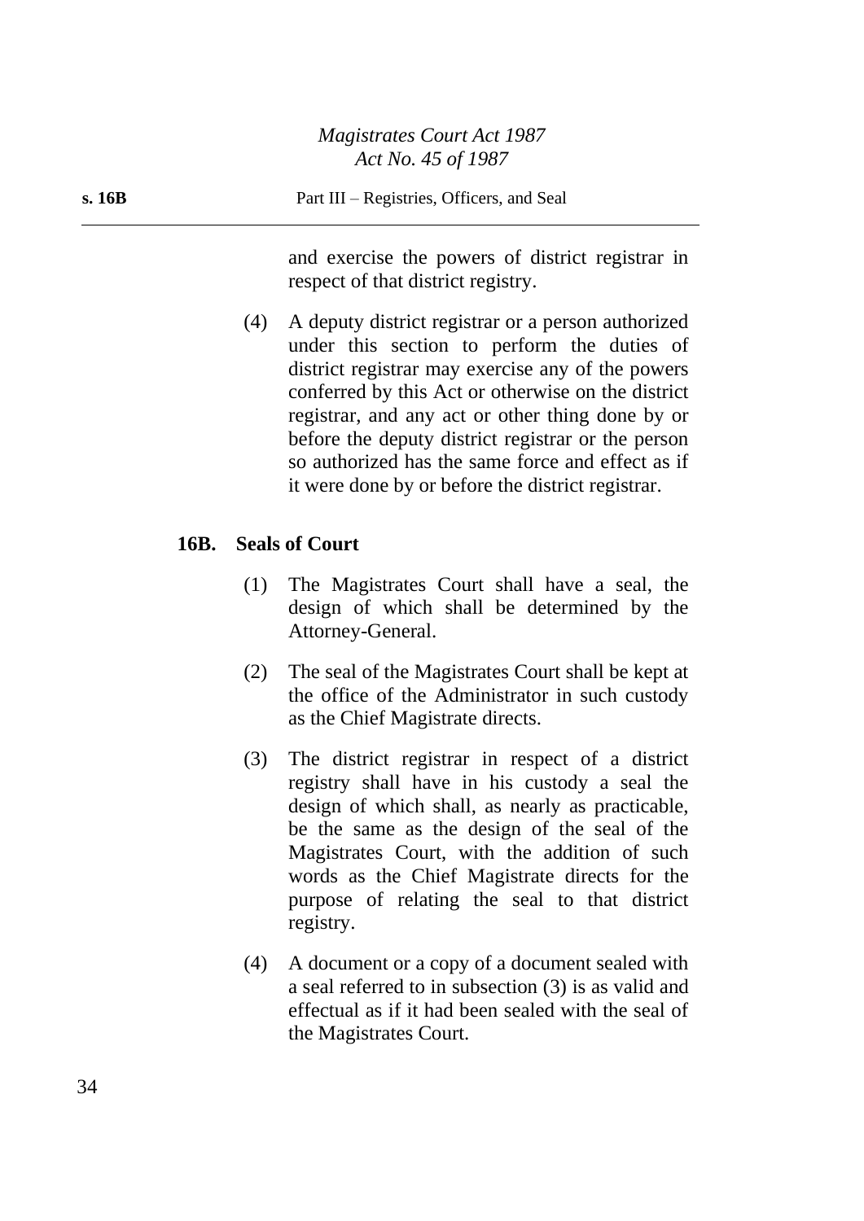and exercise the powers of district registrar in respect of that district registry.

(4) A deputy district registrar or a person authorized under this section to perform the duties of district registrar may exercise any of the powers conferred by this Act or otherwise on the district registrar, and any act or other thing done by or before the deputy district registrar or the person so authorized has the same force and effect as if it were done by or before the district registrar.

### 16B. Seals of Court

(1) The Magistrates Court shall have a seal, the design of which shall be determined by the Attorney-General.

(2) The seal of the Magistrates Court shall be kept at the office of the Administrator in such custody as the Chief Magistrate directs.

(3) The district registrar in respect of a district registry shall have in his custody a seal the design of which shall, as nearly as practicable, be the same as the design of the seal of the Magistrates Court, with the addition of such words as the Chief Magistrate directs for the purpose of relating the seal to that district registry.

(4) A document or a copy of a document sealed with a seal referred to in subsection (3) is as valid and effectual as if it had been sealed with the seal of the Magistrates Court.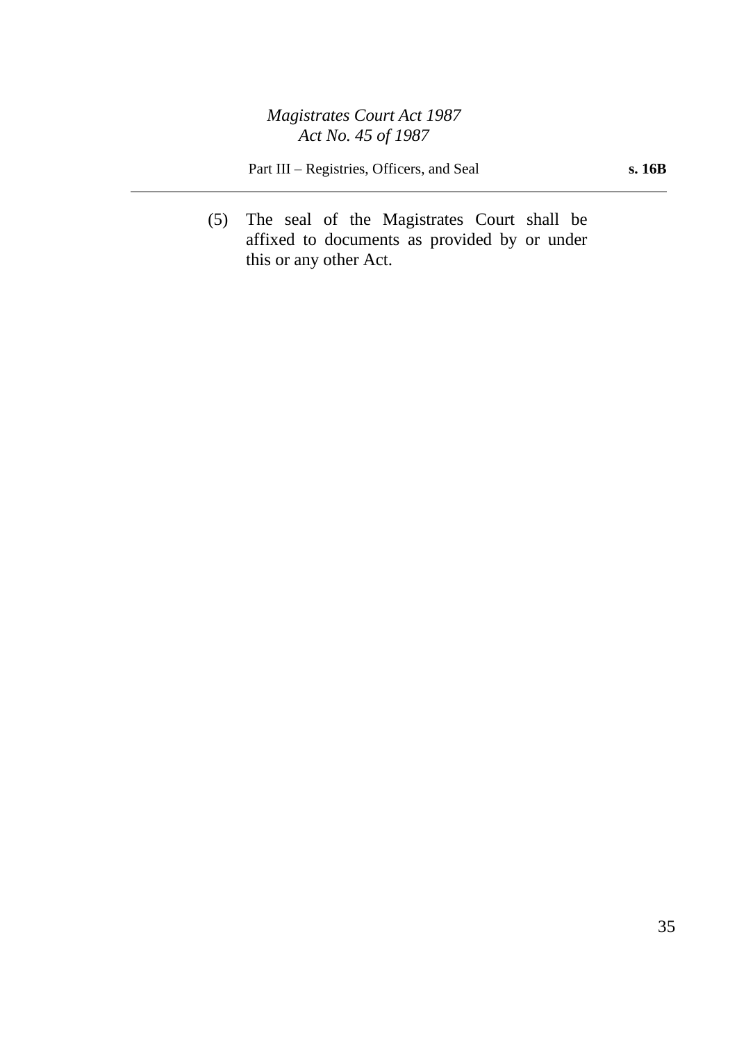(5) The seal of the Magistrates Court shall be affixed to documents as provided by or under this or any other Act.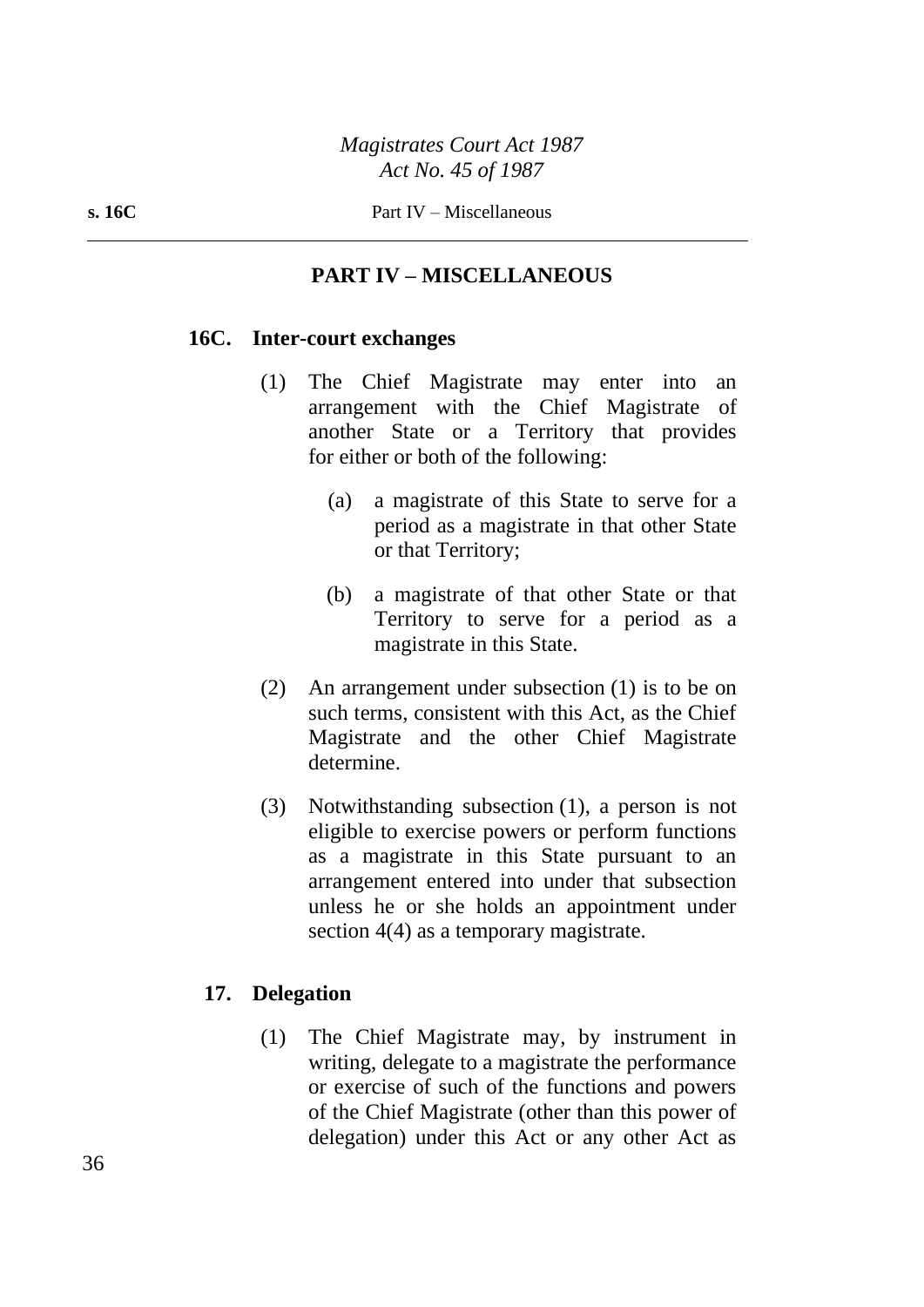## PART IV – MISCELLANEOUS

### 16C. Inter-court exchanges

(1) The Chief Magistrate may enter into an arrangement with the Chief Magistrate of another State or a Territory that provides for either or both of the following:

(a) a magistrate of this State to serve for a period as a magistrate in that other State or that Territory;

(b) a magistrate of that other State or that Territory to serve for a period as a magistrate in this State.

(2) An arrangement under subsection (1) is to be on such terms, consistent with this Act, as the Chief Magistrate and the other Chief Magistrate determine.

(3) Notwithstanding subsection (1), a person is not eligible to exercise powers or perform functions as a magistrate in this State pursuant to an arrangement entered into under that subsection unless he or she holds an appointment under section 4(4) as a temporary magistrate.

### 17. Delegation

(1) The Chief Magistrate may, by instrument in writing, delegate to a magistrate the performance or exercise of such of the functions and powers of the Chief Magistrate (other than this power of delegation) under this Act or any other Act as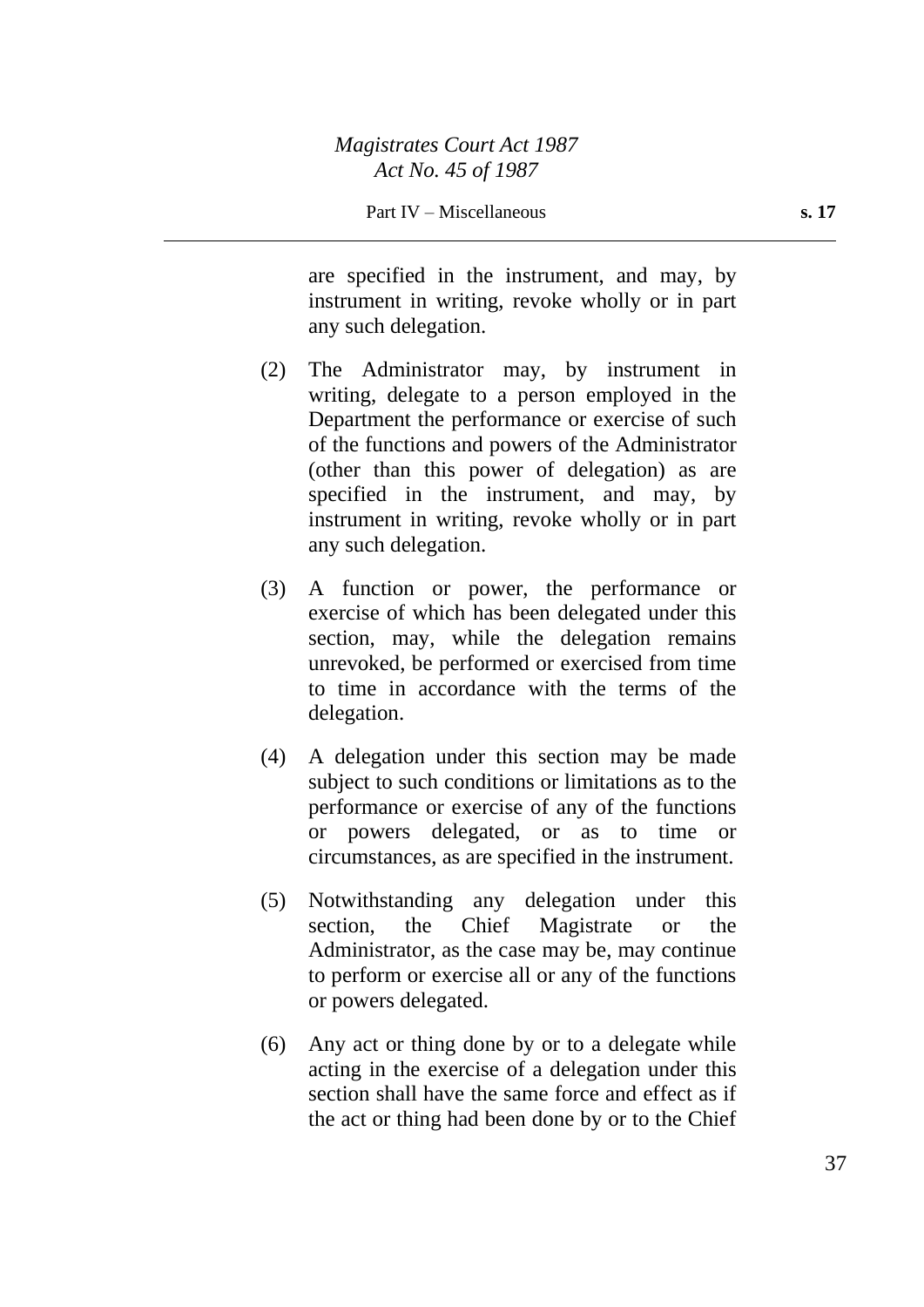are specified in the instrument, and may, by instrument in writing, revoke wholly or in part any such delegation.

(2) The Administrator may, by instrument in writing, delegate to a person employed in the Department the performance or exercise of such of the functions and powers of the Administrator (other than this power of delegation) as are specified in the instrument, and may, by instrument in writing, revoke wholly or in part any such delegation.

(3) A function or power, the performance or exercise of which has been delegated under this section, may, while the delegation remains unrevoked, be performed or exercised from time to time in accordance with the terms of the delegation.

(4) A delegation under this section may be made subject to such conditions or limitations as to the performance or exercise of any of the functions or powers delegated, or as to time or circumstances, as are specified in the instrument.

(5) Notwithstanding any delegation under this section, the Chief Magistrate or the Administrator, as the case may be, may continue to perform or exercise all or any of the functions or powers delegated.

(6) Any act or thing done by or to a delegate while acting in the exercise of a delegation under this section shall have the same force and effect as if the act or thing had been done by or to the Chief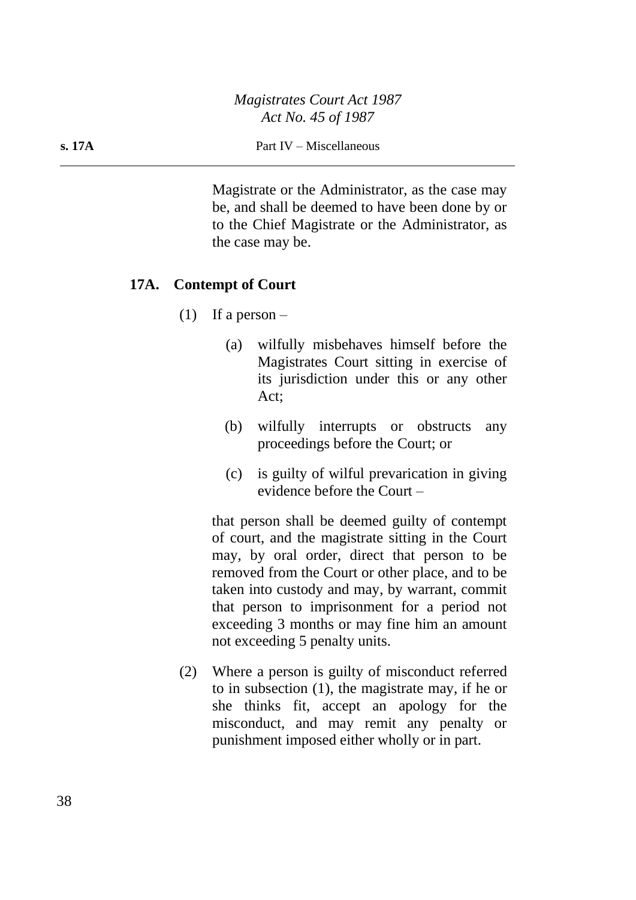Magistrate or the Administrator, as the case may be, and shall be deemed to have been done by or to the Chief Magistrate or the Administrator, as the case may be.

## 17A. Contempt of Court

(1) If a person –

(a) wilfully misbehaves himself before the Magistrates Court sitting in exercise of its jurisdiction under this or any other Act;

(b) wilfully interrupts or obstructs any proceedings before the Court; or

(c) is guilty of wilful prevarication in giving evidence before the Court –

that person shall be deemed guilty of contempt of court, and the magistrate sitting in the Court may, by oral order, direct that person to be removed from the Court or other place, and to be taken into custody and may, by warrant, commit that person to imprisonment for a period not exceeding 3 months or may fine him an amount not exceeding 5 penalty units.

(2) Where a person is guilty of misconduct referred to in subsection (1), the magistrate may, if he or she thinks fit, accept an apology for the misconduct, and may remit any penalty or punishment imposed either wholly or in part.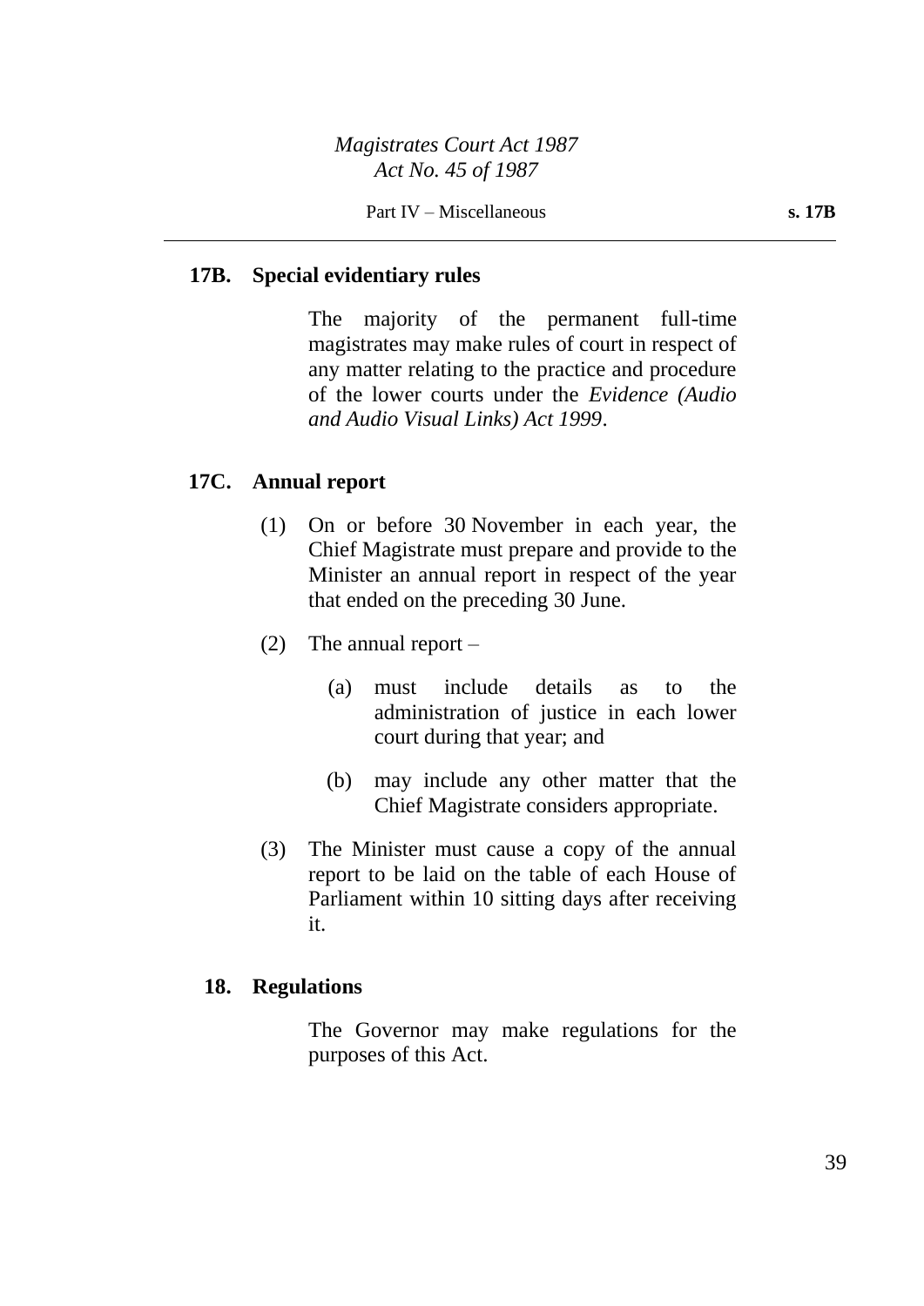## 17B. Special evidentiary rules

The majority of the permanent full-time magistrates may make rules of court in respect of any matter relating to the practice and procedure of the lower courts under the *Evidence (Audio and Audio Visual Links) Act 1999*.

## 17C. Annual report

(1) On or before 30 November in each year, the Chief Magistrate must prepare and provide to the Minister an annual report in respect of the year that ended on the preceding 30 June.

(2) The annual report –

(a) must include details as to the administration of justice in each lower court during that year; and

(b) may include any other matter that the Chief Magistrate considers appropriate.

(3) The Minister must cause a copy of the annual report to be laid on the table of each House of Parliament within 10 sitting days after receiving it.

## 18. Regulations

The Governor may make regulations for the purposes of this Act.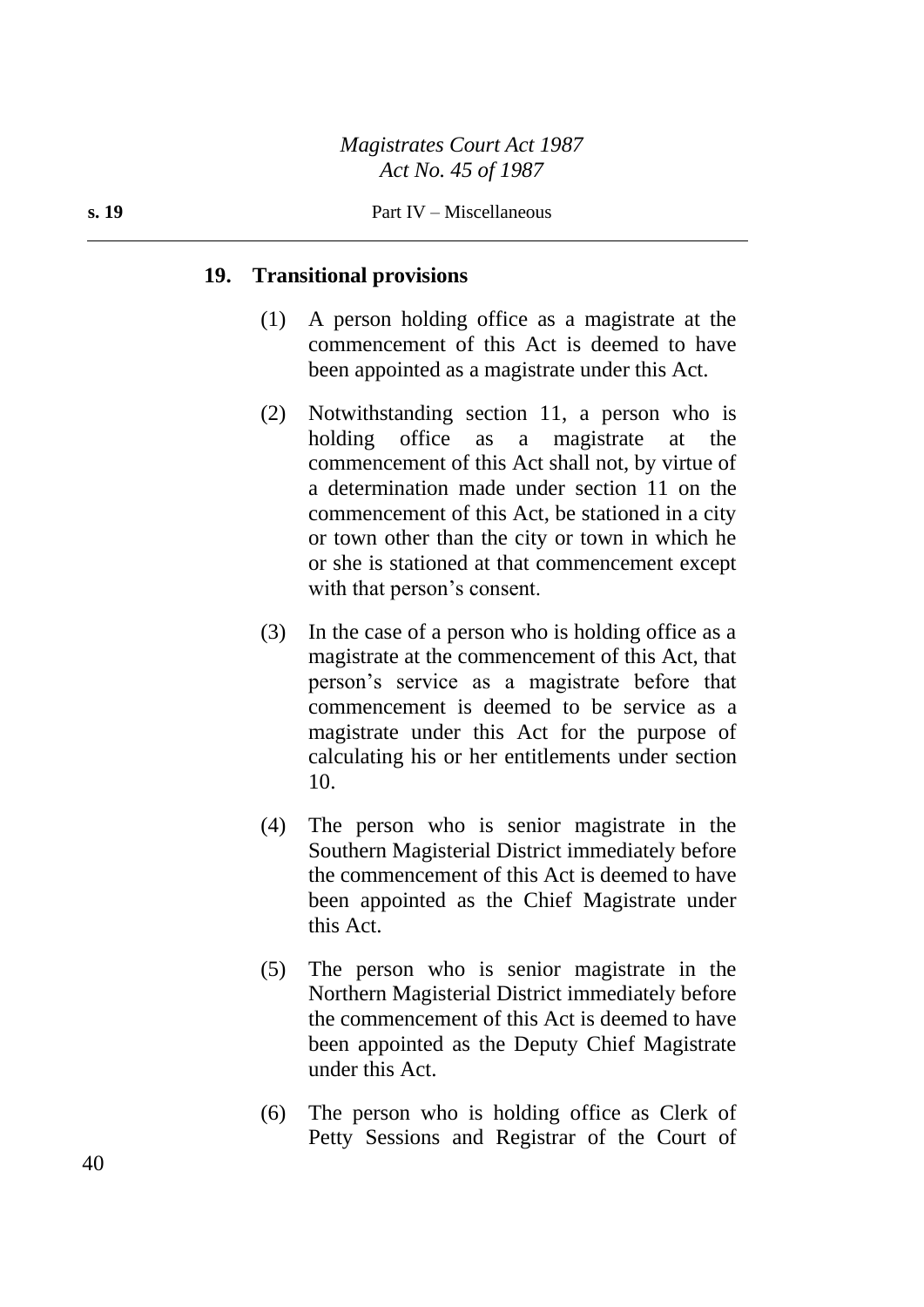### 19. Transitional provisions

(1) A person holding office as a magistrate at the commencement of this Act is deemed to have been appointed as a magistrate under this Act.

(2) Notwithstanding section 11, a person who is holding office as a magistrate at the commencement of this Act shall not, by virtue of a determination made under section 11 on the commencement of this Act, be stationed in a city or town other than the city or town in which he or she is stationed at that commencement except with that person's consent.

(3) In the case of a person who is holding office as a magistrate at the commencement of this Act, that person's service as a magistrate before that commencement is deemed to be service as a magistrate under this Act for the purpose of calculating his or her entitlements under section 10.

(4) The person who is senior magistrate in the Southern Magisterial District immediately before the commencement of this Act is deemed to have been appointed as the Chief Magistrate under this Act.

(5) The person who is senior magistrate in the Northern Magisterial District immediately before the commencement of this Act is deemed to have been appointed as the Deputy Chief Magistrate under this Act.

(6) The person who is holding office as Clerk of Petty Sessions and Registrar of the Court of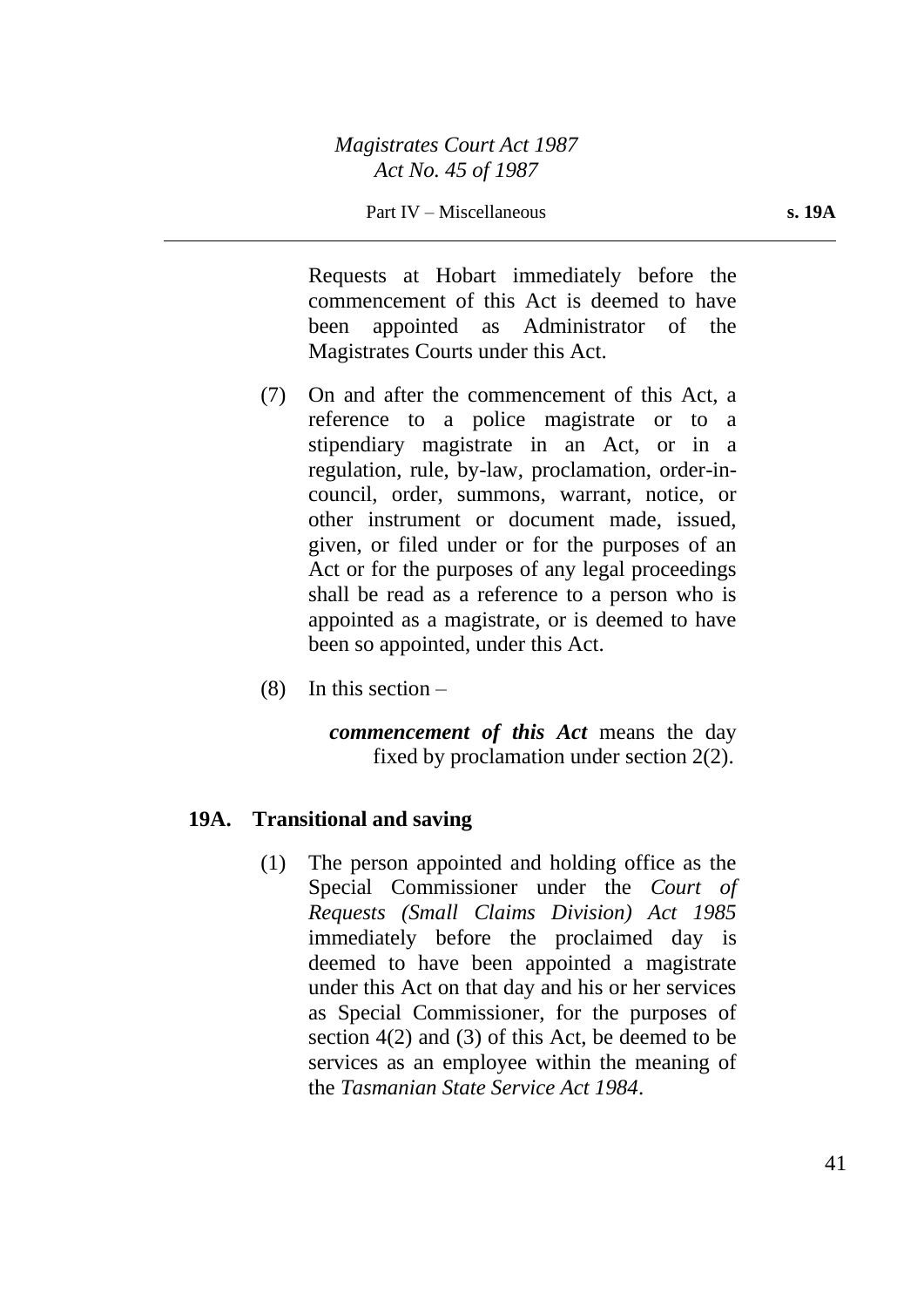Requests at Hobart immediately before the commencement of this Act is deemed to have been appointed as Administrator of the Magistrates Courts under this Act.

(7) On and after the commencement of this Act, a reference to a police magistrate or to a stipendiary magistrate in an Act, or in a regulation, rule, by-law, proclamation, order-in-council, order, summons, warrant, notice, or other instrument or document made, issued, given, or filed under or for the purposes of an Act or for the purposes of any legal proceedings shall be read as a reference to a person who is appointed as a magistrate, or is deemed to have been so appointed, under this Act.

(8) In this section –

***commencement of this Act*** means the day fixed by proclamation under section 2(2).

### 19A. Transitional and saving

(1) The person appointed and holding office as the Special Commissioner under the *Court of Requests (Small Claims Division) Act 1985* immediately before the proclaimed day is deemed to have been appointed a magistrate under this Act on that day and his or her services as Special Commissioner, for the purposes of section 4(2) and (3) of this Act, be deemed to be services as an employee within the meaning of the *Tasmanian State Service Act 1984*.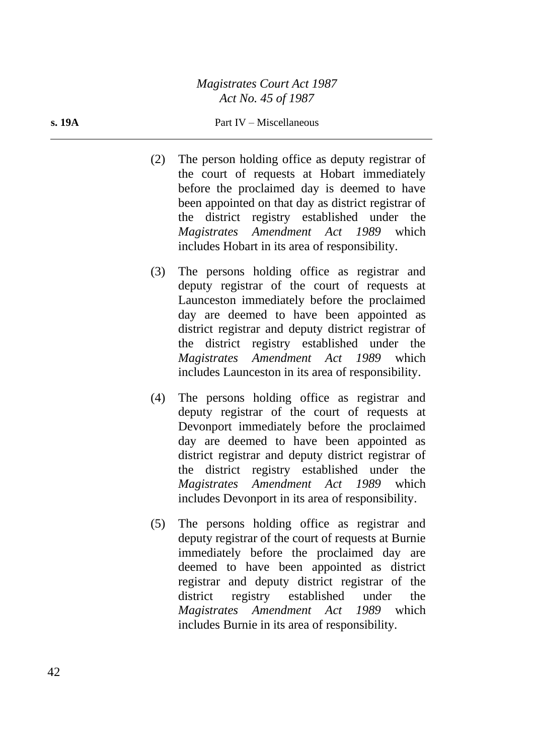(2) The person holding office as deputy registrar of the court of requests at Hobart immediately before the proclaimed day is deemed to have been appointed on that day as district registrar of the district registry established under the *Magistrates Amendment Act 1989* which includes Hobart in its area of responsibility.

(3) The persons holding office as registrar and deputy registrar of the court of requests at Launceston immediately before the proclaimed day are deemed to have been appointed as district registrar and deputy district registrar of the district registry established under the *Magistrates Amendment Act 1989* which includes Launceston in its area of responsibility.

(4) The persons holding office as registrar and deputy registrar of the court of requests at Devonport immediately before the proclaimed day are deemed to have been appointed as district registrar and deputy district registrar of the district registry established under the *Magistrates Amendment Act 1989* which includes Devonport in its area of responsibility.

(5) The persons holding office as registrar and deputy registrar of the court of requests at Burnie immediately before the proclaimed day are deemed to have been appointed as district registrar and deputy district registrar of the district registry established under the *Magistrates Amendment Act 1989* which includes Burnie in its area of responsibility.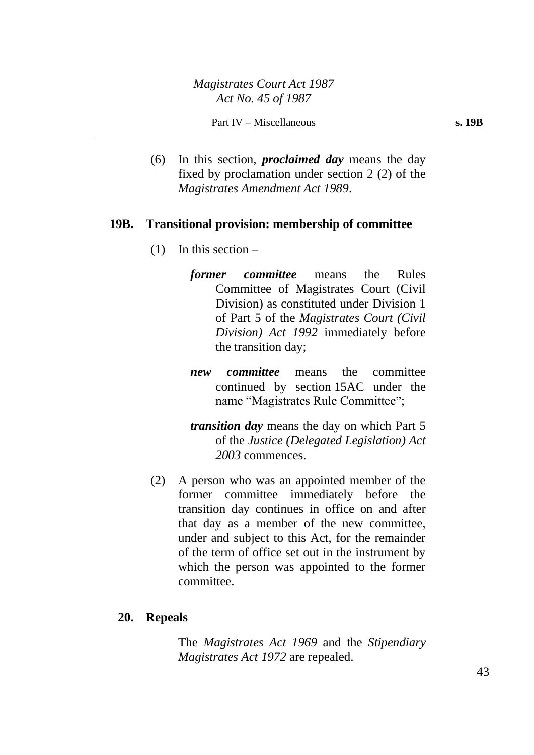(6) In this section, ***proclaimed day*** means the day fixed by proclamation under section 2 (2) of the *Magistrates Amendment Act 1989*.

## 19B. Transitional provision: membership of committee

(1) In this section –

***former committee*** means the Rules Committee of Magistrates Court (Civil Division) as constituted under Division 1 of Part 5 of the *Magistrates Court (Civil Division) Act 1992* immediately before the transition day;

***new committee*** means the committee continued by section 15AC under the name "Magistrates Rule Committee";

***transition day*** means the day on which Part 5 of the *Justice (Delegated Legislation) Act 2003* commences.

(2) A person who was an appointed member of the former committee immediately before the transition day continues in office on and after that day as a member of the new committee, under and subject to this Act, for the remainder of the term of office set out in the instrument by which the person was appointed to the former committee.

## 20. Repeals

The *Magistrates Act 1969* and the *Stipendiary Magistrates Act 1972* are repealed.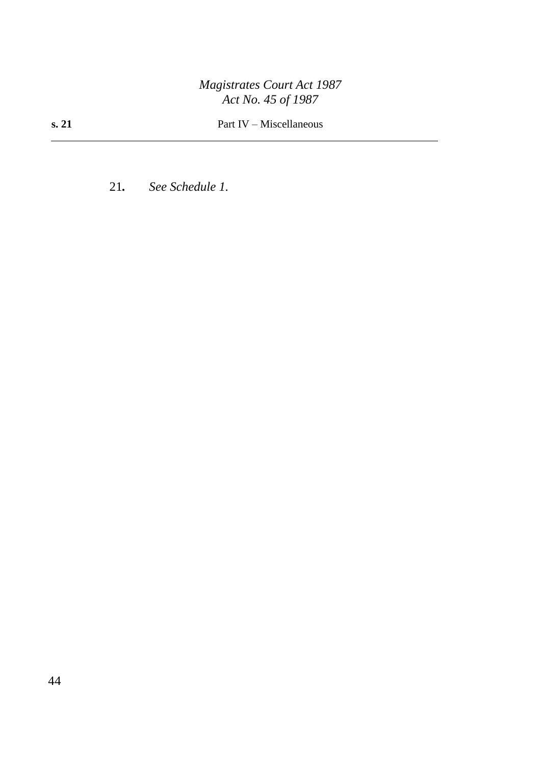**21.** *See Schedule 1.*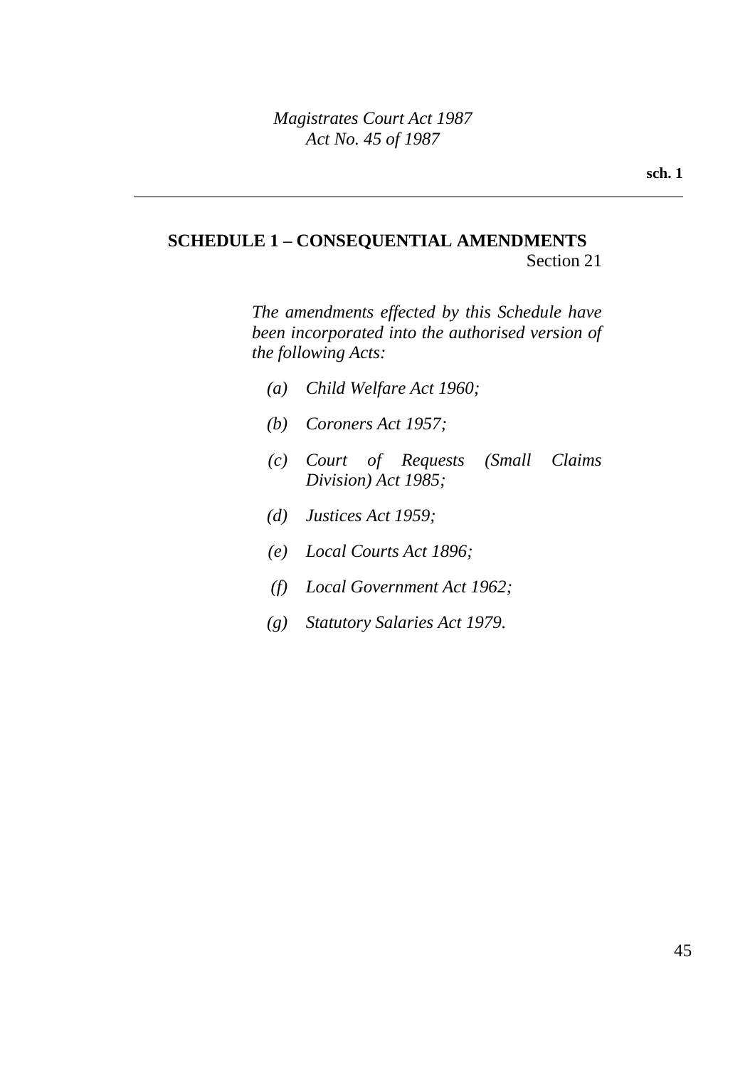## SCHEDULE 1 – CONSEQUENTIAL AMENDMENTS

Section 21

*The amendments effected by this Schedule have been incorporated into the authorised version of the following Acts:*

*(a) Child Welfare Act 1960;*

*(b) Coroners Act 1957;*

*(c) Court of Requests (Small Claims Division) Act 1985;*

*(d) Justices Act 1959;*

*(e) Local Courts Act 1896;*

*(f) Local Government Act 1962;*

*(g) Statutory Salaries Act 1979.*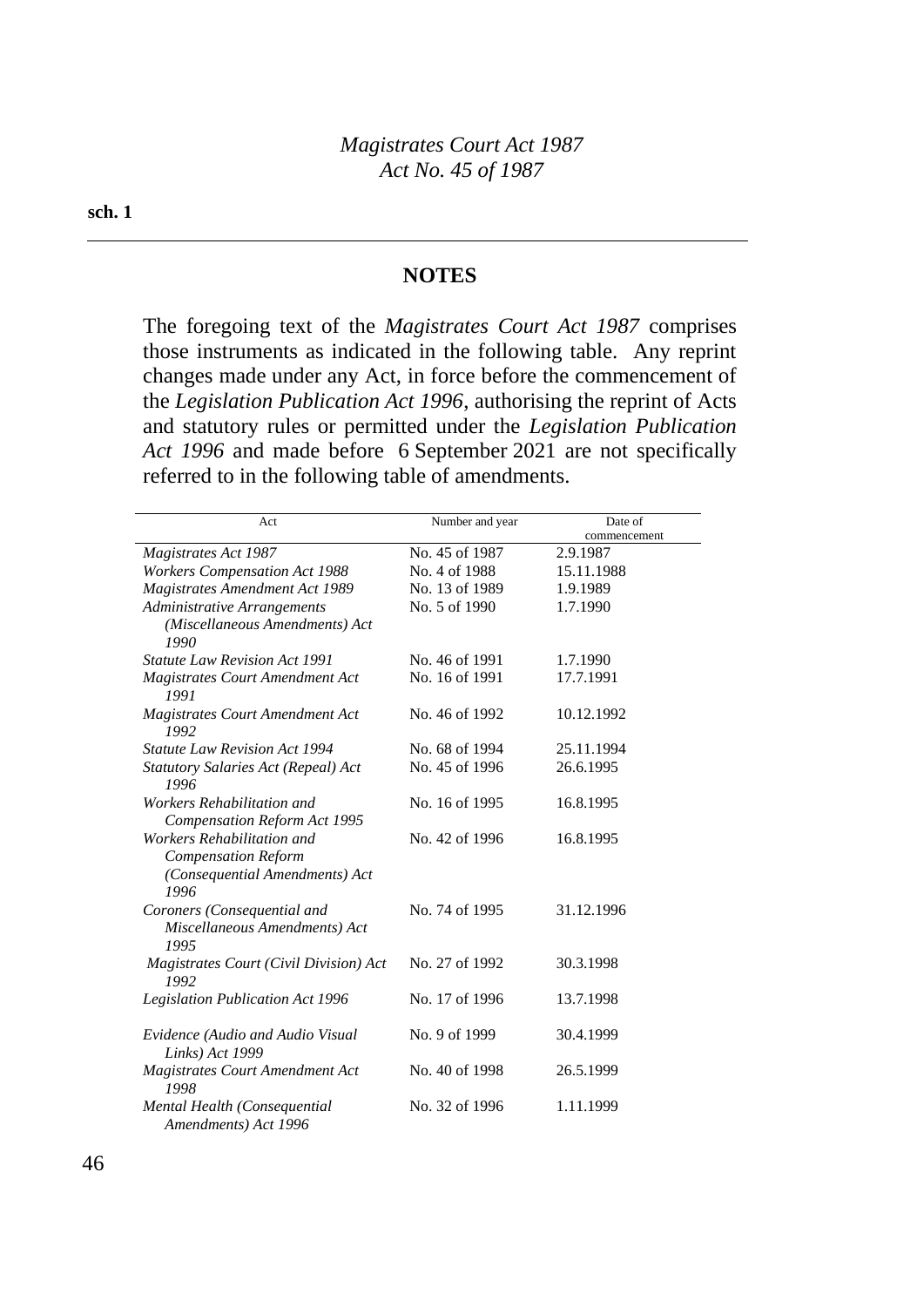## NOTES

The foregoing text of the *Magistrates Court Act 1987* comprises those instruments as indicated in the following table. Any reprint changes made under any Act, in force before the commencement of the *Legislation Publication Act 1996*, authorising the reprint of Acts and statutory rules or permitted under the *Legislation Publication Act 1996* and made before 6 September 2021 are not specifically referred to in the following table of amendments.

| Act | Number and year | Date of commencement |
|---|---|---|
| *Magistrates Act 1987* | No. 45 of 1987 | 2.9.1987 |
| *Workers Compensation Act 1988* | No. 4 of 1988 | 15.11.1988 |
| *Magistrates Amendment Act 1989* | No. 13 of 1989 | 1.9.1989 |
| *Administrative Arrangements (Miscellaneous Amendments) Act 1990* | No. 5 of 1990 | 1.7.1990 |
| *Statute Law Revision Act 1991* | No. 46 of 1991 | 1.7.1990 |
| *Magistrates Court Amendment Act 1991* | No. 16 of 1991 | 17.7.1991 |
| *Magistrates Court Amendment Act 1992* | No. 46 of 1992 | 10.12.1992 |
| *Statute Law Revision Act 1994* | No. 68 of 1994 | 25.11.1994 |
| *Statutory Salaries Act (Repeal) Act 1996* | No. 45 of 1996 | 26.6.1995 |
| *Workers Rehabilitation and Compensation Reform Act 1995* | No. 16 of 1995 | 16.8.1995 |
| *Workers Rehabilitation and Compensation Reform (Consequential Amendments) Act 1996* | No. 42 of 1996 | 16.8.1995 |
| *Coroners (Consequential and Miscellaneous Amendments) Act 1995* | No. 74 of 1995 | 31.12.1996 |
| *Magistrates Court (Civil Division) Act 1992* | No. 27 of 1992 | 30.3.1998 |
| *Legislation Publication Act 1996* | No. 17 of 1996 | 13.7.1998 |
| *Evidence (Audio and Audio Visual Links) Act 1999* | No. 9 of 1999 | 30.4.1999 |
| *Magistrates Court Amendment Act 1998* | No. 40 of 1998 | 26.5.1999 |
| *Mental Health (Consequential Amendments) Act 1996* | No. 32 of 1996 | 1.11.1999 |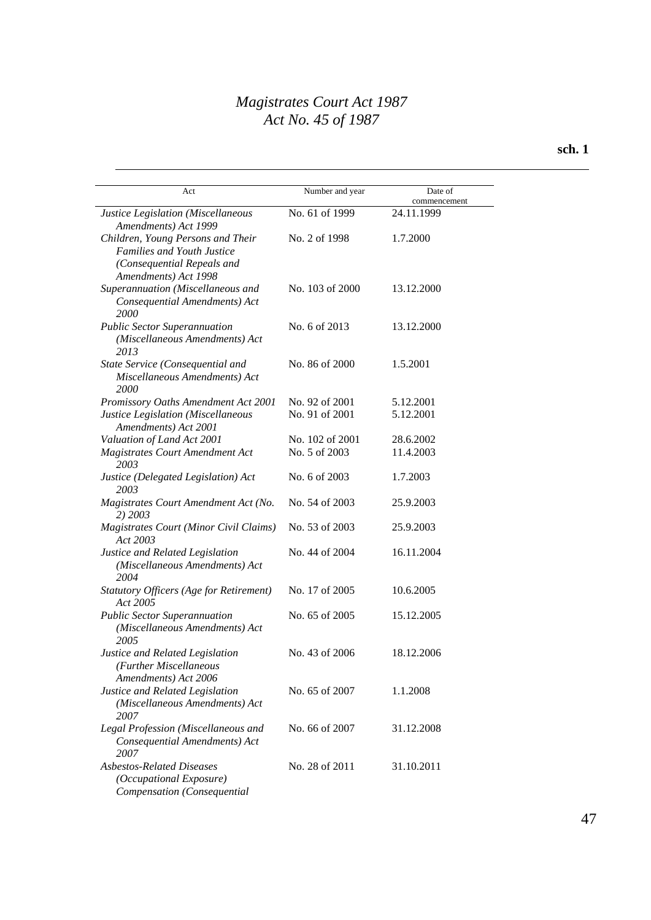| Act | Number and year | Date of commencement |
|---|---|---|
| *Justice Legislation (Miscellaneous Amendments) Act 1999* | No. 61 of 1999 | 24.11.1999 |
| *Children, Young Persons and Their Families and Youth Justice (Consequential Repeals and Amendments) Act 1998* | No. 2 of 1998 | 1.7.2000 |
| *Superannuation (Miscellaneous and Consequential Amendments) Act 2000* | No. 103 of 2000 | 13.12.2000 |
| *Public Sector Superannuation (Miscellaneous Amendments) Act 2013* | No. 6 of 2013 | 13.12.2000 |
| *State Service (Consequential and Miscellaneous Amendments) Act 2000* | No. 86 of 2000 | 1.5.2001 |
| *Promissory Oaths Amendment Act 2001* | No. 92 of 2001 | 5.12.2001 |
| *Justice Legislation (Miscellaneous Amendments) Act 2001* | No. 91 of 2001 | 5.12.2001 |
| *Valuation of Land Act 2001* | No. 102 of 2001 | 28.6.2002 |
| *Magistrates Court Amendment Act 2003* | No. 5 of 2003 | 11.4.2003 |
| *Justice (Delegated Legislation) Act 2003* | No. 6 of 2003 | 1.7.2003 |
| *Magistrates Court Amendment Act (No. 2) 2003* | No. 54 of 2003 | 25.9.2003 |
| *Magistrates Court (Minor Civil Claims) Act 2003* | No. 53 of 2003 | 25.9.2003 |
| *Justice and Related Legislation (Miscellaneous Amendments) Act 2004* | No. 44 of 2004 | 16.11.2004 |
| *Statutory Officers (Age for Retirement) Act 2005* | No. 17 of 2005 | 10.6.2005 |
| *Public Sector Superannuation (Miscellaneous Amendments) Act 2005* | No. 65 of 2005 | 15.12.2005 |
| *Justice and Related Legislation (Further Miscellaneous Amendments) Act 2006* | No. 43 of 2006 | 18.12.2006 |
| *Justice and Related Legislation (Miscellaneous Amendments) Act 2007* | No. 65 of 2007 | 1.1.2008 |
| *Legal Profession (Miscellaneous and Consequential Amendments) Act 2007* | No. 66 of 2007 | 31.12.2008 |
| *Asbestos-Related Diseases (Occupational Exposure) Compensation (Consequential* | No. 28 of 2011 | 31.10.2011 |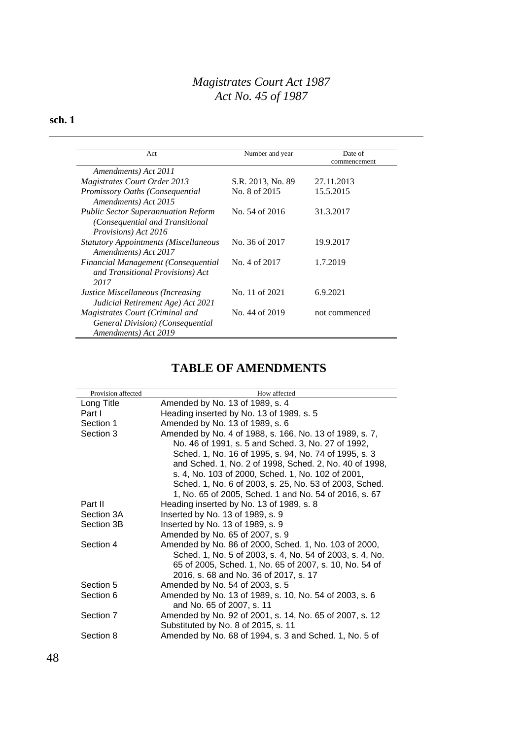| Act | Number and year | Date of commencement |
|---|---|---|
| *Amendments) Act 2011* | | |
| *Magistrates Court Order 2013* | S.R. 2013, No. 89 | 27.11.2013 |
| *Promissory Oaths (Consequential Amendments) Act 2015* | No. 8 of 2015 | 15.5.2015 |
| *Public Sector Superannuation Reform (Consequential and Transitional Provisions) Act 2016* | No. 54 of 2016 | 31.3.2017 |
| *Statutory Appointments (Miscellaneous Amendments) Act 2017* | No. 36 of 2017 | 19.9.2017 |
| *Financial Management (Consequential and Transitional Provisions) Act 2017* | No. 4 of 2017 | 1.7.2019 |
| *Justice Miscellaneous (Increasing Judicial Retirement Age) Act 2021* | No. 11 of 2021 | 6.9.2021 |
| *Magistrates Court (Criminal and General Division) (Consequential Amendments) Act 2019* | No. 44 of 2019 | not commenced |

## TABLE OF AMENDMENTS

| Provision affected | How affected |
|---|---|
| Long Title | Amended by No. 13 of 1989, s. 4 |
| Part I | Heading inserted by No. 13 of 1989, s. 5 |
| Section 1 | Amended by No. 13 of 1989, s. 6 |
| Section 3 | Amended by No. 4 of 1988, s. 166, No. 13 of 1989, s. 7, No. 46 of 1991, s. 5 and Sched. 3, No. 27 of 1992, Sched. 1, No. 16 of 1995, s. 94, No. 74 of 1995, s. 3 and Sched. 1, No. 2 of 1998, Sched. 2, No. 40 of 1998, s. 4, No. 103 of 2000, Sched. 1, No. 102 of 2001, Sched. 1, No. 6 of 2003, s. 25, No. 53 of 2003, Sched. 1, No. 65 of 2005, Sched. 1 and No. 54 of 2016, s. 67 |
| Part II | Heading inserted by No. 13 of 1989, s. 8 |
| Section 3A | Inserted by No. 13 of 1989, s. 9 |
| Section 3B | Inserted by No. 13 of 1989, s. 9<br>Amended by No. 65 of 2007, s. 9 |
| Section 4 | Amended by No. 86 of 2000, Sched. 1, No. 103 of 2000, Sched. 1, No. 5 of 2003, s. 4, No. 54 of 2003, s. 4, No. 65 of 2005, Sched. 1, No. 65 of 2007, s. 10, No. 54 of 2016, s. 68 and No. 36 of 2017, s. 17 |
| Section 5 | Amended by No. 54 of 2003, s. 5 |
| Section 6 | Amended by No. 13 of 1989, s. 10, No. 54 of 2003, s. 6 and No. 65 of 2007, s. 11 |
| Section 7 | Amended by No. 92 of 2001, s. 14, No. 65 of 2007, s. 12<br>Substituted by No. 8 of 2015, s. 11 |
| Section 8 | Amended by No. 68 of 1994, s. 3 and Sched. 1, No. 5 of |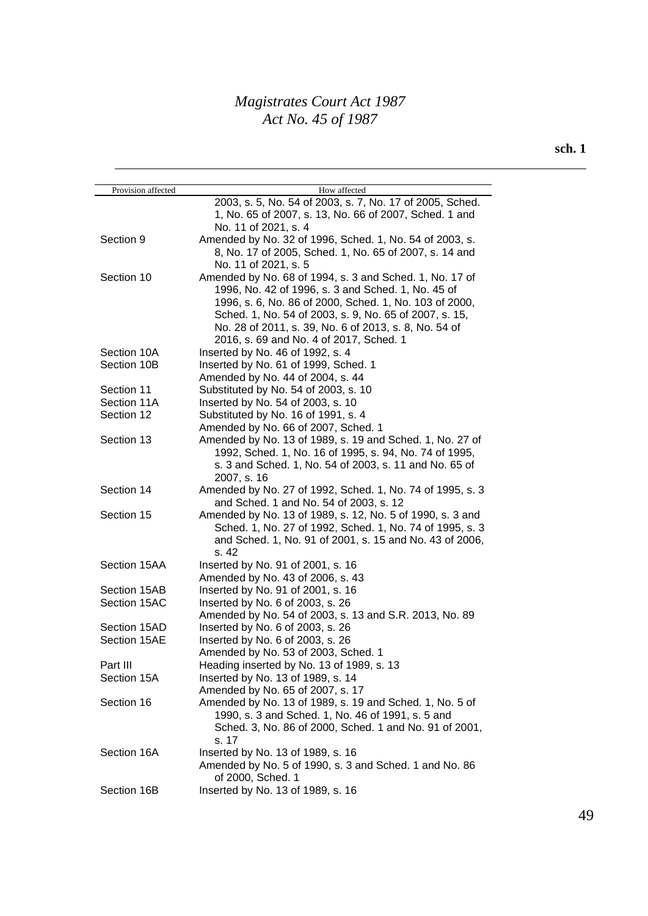| Provision affected | How affected |
|---|---|
| | 2003, s. 5, No. 54 of 2003, s. 7, No. 17 of 2005, Sched. 1, No. 65 of 2007, s. 13, No. 66 of 2007, Sched. 1 and No. 11 of 2021, s. 4 |
| Section 9 | Amended by No. 32 of 1996, Sched. 1, No. 54 of 2003, s. 8, No. 17 of 2005, Sched. 1, No. 65 of 2007, s. 14 and No. 11 of 2021, s. 5 |
| Section 10 | Amended by No. 68 of 1994, s. 3 and Sched. 1, No. 17 of 1996, No. 42 of 1996, s. 3 and Sched. 1, No. 45 of 1996, s. 6, No. 86 of 2000, Sched. 1, No. 103 of 2000, Sched. 1, No. 54 of 2003, s. 9, No. 65 of 2007, s. 15, No. 28 of 2011, s. 39, No. 6 of 2013, s. 8, No. 54 of 2016, s. 69 and No. 4 of 2017, Sched. 1 |
| Section 10A | Inserted by No. 46 of 1992, s. 4 |
| Section 10B | Inserted by No. 61 of 1999, Sched. 1<br>Amended by No. 44 of 2004, s. 44 |
| Section 11 | Substituted by No. 54 of 2003, s. 10 |
| Section 11A | Inserted by No. 54 of 2003, s. 10 |
| Section 12 | Substituted by No. 16 of 1991, s. 4<br>Amended by No. 66 of 2007, Sched. 1 |
| Section 13 | Amended by No. 13 of 1989, s. 19 and Sched. 1, No. 27 of 1992, Sched. 1, No. 16 of 1995, s. 94, No. 74 of 1995, s. 3 and Sched. 1, No. 54 of 2003, s. 11 and No. 65 of 2007, s. 16 |
| Section 14 | Amended by No. 27 of 1992, Sched. 1, No. 74 of 1995, s. 3 and Sched. 1 and No. 54 of 2003, s. 12 |
| Section 15 | Amended by No. 13 of 1989, s. 12, No. 5 of 1990, s. 3 and Sched. 1, No. 27 of 1992, Sched. 1, No. 74 of 1995, s. 3 and Sched. 1, No. 91 of 2001, s. 15 and No. 43 of 2006, s. 42 |
| Section 15AA | Inserted by No. 91 of 2001, s. 16<br>Amended by No. 43 of 2006, s. 43 |
| Section 15AB | Inserted by No. 91 of 2001, s. 16 |
| Section 15AC | Inserted by No. 6 of 2003, s. 26<br>Amended by No. 54 of 2003, s. 13 and S.R. 2013, No. 89 |
| Section 15AD | Inserted by No. 6 of 2003, s. 26 |
| Section 15AE | Inserted by No. 6 of 2003, s. 26<br>Amended by No. 53 of 2003, Sched. 1 |
| Part III | Heading inserted by No. 13 of 1989, s. 13 |
| Section 15A | Inserted by No. 13 of 1989, s. 14<br>Amended by No. 65 of 2007, s. 17 |
| Section 16 | Amended by No. 13 of 1989, s. 19 and Sched. 1, No. 5 of 1990, s. 3 and Sched. 1, No. 46 of 1991, s. 5 and Sched. 3, No. 86 of 2000, Sched. 1 and No. 91 of 2001, s. 17 |
| Section 16A | Inserted by No. 13 of 1989, s. 16<br>Amended by No. 5 of 1990, s. 3 and Sched. 1 and No. 86 of 2000, Sched. 1 |
| Section 16B | Inserted by No. 13 of 1989, s. 16 |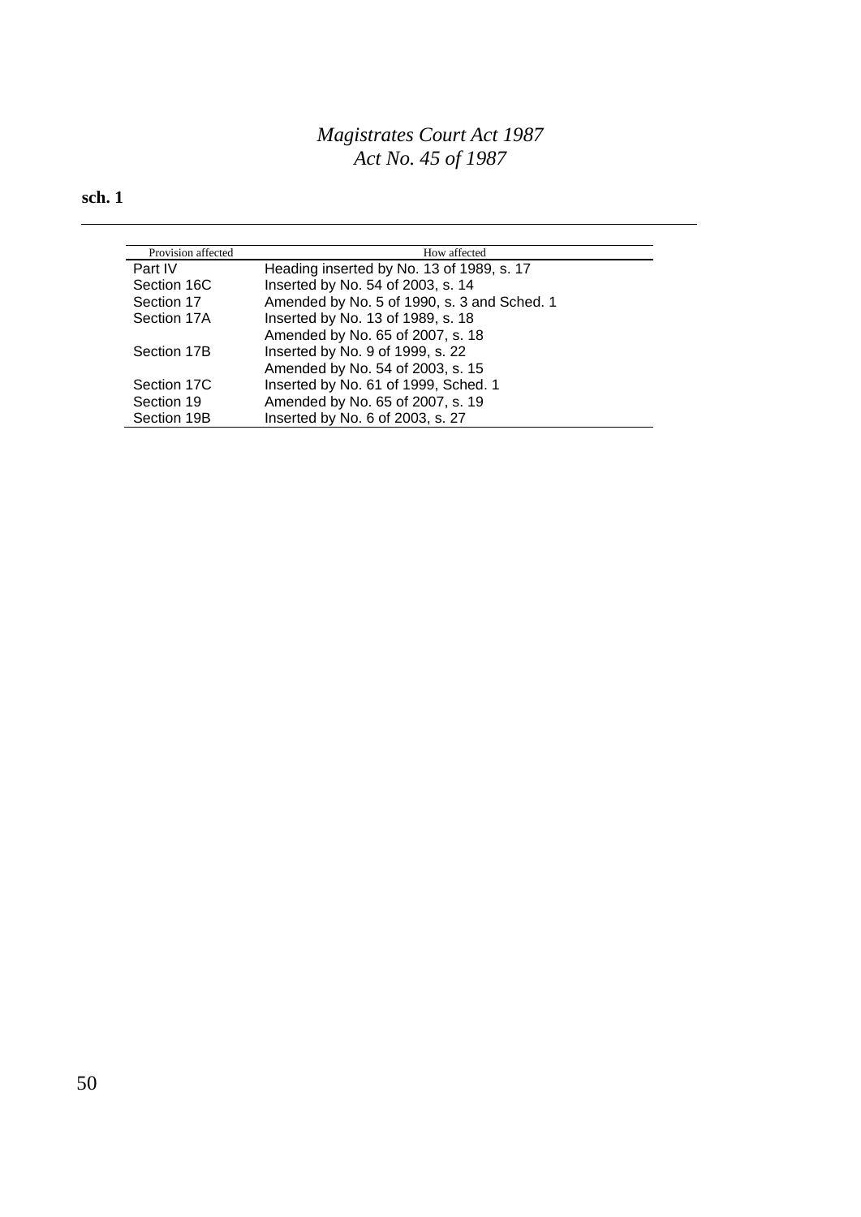| Provision affected | How affected |
|---|---|
| Part IV | Heading inserted by No. 13 of 1989, s. 17 |
| Section 16C | Inserted by No. 54 of 2003, s. 14 |
| Section 17 | Amended by No. 5 of 1990, s. 3 and Sched. 1 |
| Section 17A | Inserted by No. 13 of 1989, s. 18 |
| | Amended by No. 65 of 2007, s. 18 |
| Section 17B | Inserted by No. 9 of 1999, s. 22 |
| | Amended by No. 54 of 2003, s. 15 |
| Section 17C | Inserted by No. 61 of 1999, Sched. 1 |
| Section 19 | Amended by No. 65 of 2007, s. 19 |
| Section 19B | Inserted by No. 6 of 2003, s. 27 |